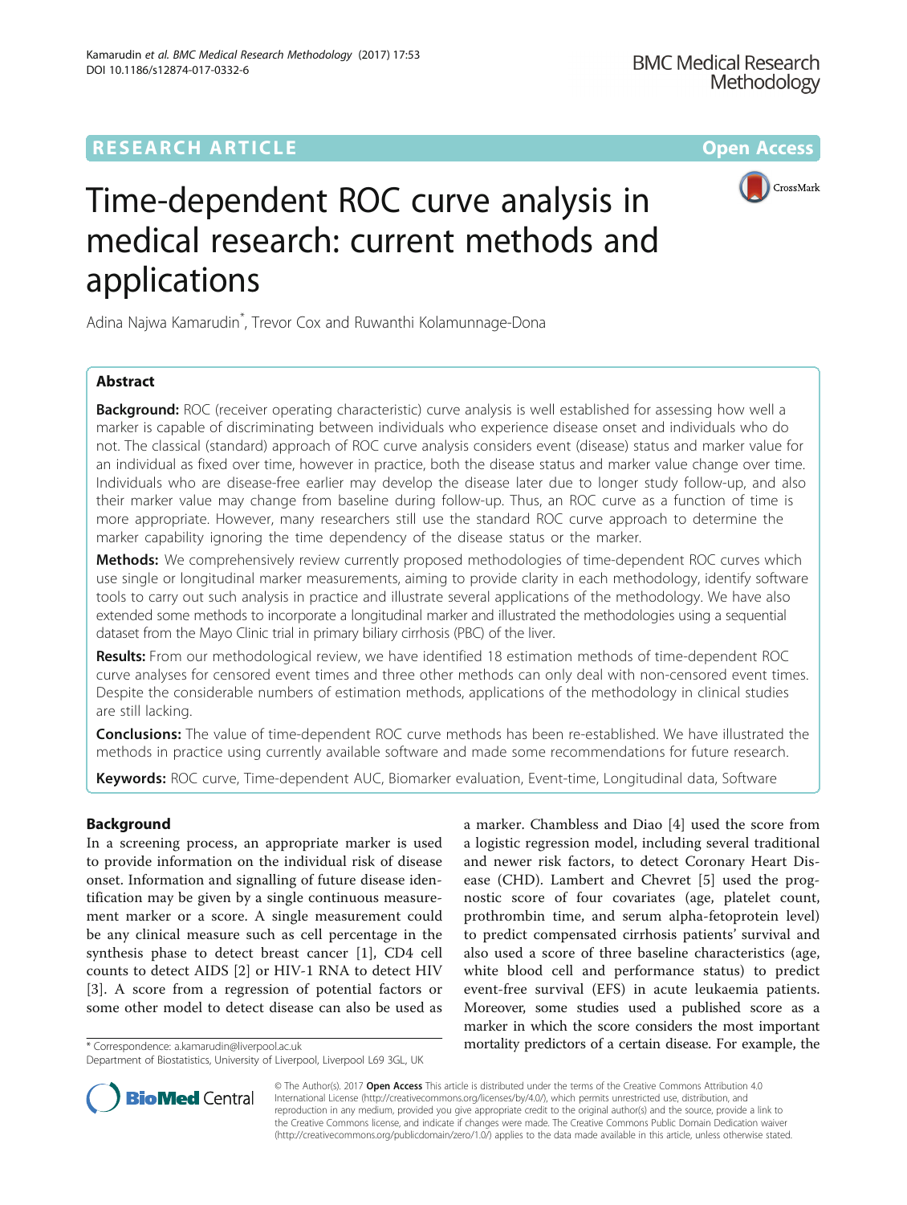RESEARCH ARTICLE

Open Access

# Time-dependent ROC curve analysis in medical research: current methods and applications

Adina Najwa Kamarudin*, Trevor Cox and Ruwanthi Kolamunnage-Dona

## Abstract

**Background:** ROC (receiver operating characteristic) curve analysis is well established for assessing how well a marker is capable of discriminating between individuals who experience disease onset and individuals who do not. The classical (standard) approach of ROC curve analysis considers event (disease) status and marker value for an individual as fixed over time, however in practice, both the disease status and marker value change over time. Individuals who are disease-free earlier may develop the disease later due to longer study follow-up, and also their marker value may change from baseline during follow-up. Thus, an ROC curve as a function of time is more appropriate. However, many researchers still use the standard ROC curve approach to determine the marker capability ignoring the time dependency of the disease status or the marker.

**Methods:** We comprehensively review currently proposed methodologies of time-dependent ROC curves which use single or longitudinal marker measurements, aiming to provide clarity in each methodology, identify software tools to carry out such analysis in practice and illustrate several applications of the methodology. We have also extended some methods to incorporate a longitudinal marker and illustrated the methodologies using a sequential dataset from the Mayo Clinic trial in primary biliary cirrhosis (PBC) of the liver.

**Results:** From our methodological review, we have identified 18 estimation methods of time-dependent ROC curve analyses for censored event times and three other methods can only deal with non-censored event times. Despite the considerable numbers of estimation methods, applications of the methodology in clinical studies are still lacking.

**Conclusions:** The value of time-dependent ROC curve methods has been re-established. We have illustrated the methods in practice using currently available software and made some recommendations for future research.

**Keywords:** ROC curve, Time-dependent AUC, Biomarker evaluation, Event-time, Longitudinal data, Software

## Background

In a screening process, an appropriate marker is used to provide information on the individual risk of disease onset. Information and signalling of future disease identification may be given by a single continuous measurement marker or a score. A single measurement could be any clinical measure such as cell percentage in the synthesis phase to detect breast cancer [1], CD4 cell counts to detect AIDS [2] or HIV-1 RNA to detect HIV [3]. A score from a regression of potential factors or some other model to detect disease can also be used as a marker. Chambless and Diao [4] used the score from a logistic regression model, including several traditional and newer risk factors, to detect Coronary Heart Disease (CHD). Lambert and Chevret [5] used the prognostic score of four covariates (age, platelet count, prothrombin time, and serum alpha-fetoprotein level) to predict compensated cirrhosis patients' survival and also used a score of three baseline characteristics (age, white blood cell and performance status) to predict event-free survival (EFS) in acute leukaemia patients. Moreover, some studies used a published score as a marker in which the score considers the most important mortality predictors of a certain disease. For example, the

* Correspondence: a.kamarudin@liverpool.ac.uk
Department of Biostatistics, University of Liverpool, Liverpool L69 3GL, UK

© The Author(s). 2017 **Open Access** This article is distributed under the terms of the Creative Commons Attribution 4.0 International License (http://creativecommons.org/licenses/by/4.0/), which permits unrestricted use, distribution, and reproduction in any medium, provided you give appropriate credit to the original author(s) and the source, provide a link to the Creative Commons license, and indicate if changes were made. The Creative Commons Public Domain Dedication waiver (http://creativecommons.org/publicdomain/zero/1.0/) applies to the data made available in this article, unless otherwise stated.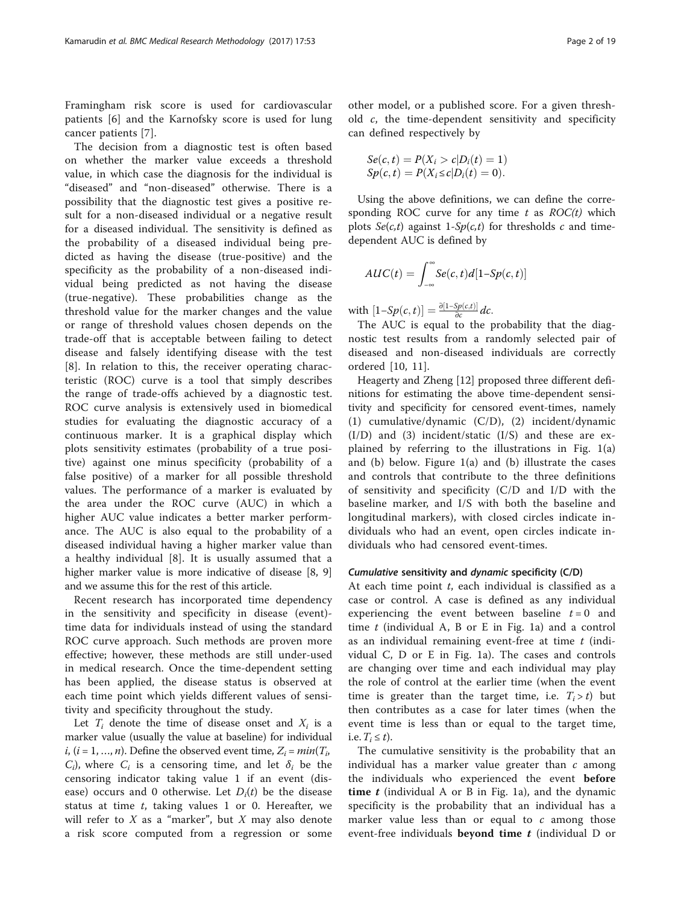Framingham risk score is used for cardiovascular patients [6] and the Karnofsky score is used for lung cancer patients [7].

The decision from a diagnostic test is often based on whether the marker value exceeds a threshold value, in which case the diagnosis for the individual is "diseased" and "non-diseased" otherwise. There is a possibility that the diagnostic test gives a positive result for a non-diseased individual or a negative result for a diseased individual. The sensitivity is defined as the probability of a diseased individual being predicted as having the disease (true-positive) and the specificity as the probability of a non-diseased individual being predicted as not having the disease (true-negative). These probabilities change as the threshold value for the marker changes and the value or range of threshold values chosen depends on the trade-off that is acceptable between failing to detect disease and falsely identifying disease with the test [8]. In relation to this, the receiver operating characteristic (ROC) curve is a tool that simply describes the range of trade-offs achieved by a diagnostic test. ROC curve analysis is extensively used in biomedical studies for evaluating the diagnostic accuracy of a continuous marker. It is a graphical display which plots sensitivity estimates (probability of a true positive) against one minus specificity (probability of a false positive) of a marker for all possible threshold values. The performance of a marker is evaluated by the area under the ROC curve (AUC) in which a higher AUC value indicates a better marker performance. The AUC is also equal to the probability of a diseased individual having a higher marker value than a healthy individual [8]. It is usually assumed that a higher marker value is more indicative of disease [8, 9] and we assume this for the rest of this article.

Recent research has incorporated time dependency in the sensitivity and specificity in disease (event)-time data for individuals instead of using the standard ROC curve approach. Such methods are proven more effective; however, these methods are still under-used in medical research. Once the time-dependent setting has been applied, the disease status is observed at each time point which yields different values of sensitivity and specificity throughout the study.

Let $T_i$ denote the time of disease onset and $X_i$ is a marker value (usually the value at baseline) for individual $i$, ($i = 1, \ldots, n$). Define the observed event time, $Z_i = min(T_i, C_i)$, where $C_i$ is a censoring time, and let $\delta_i$ be the censoring indicator taking value 1 if an event (disease) occurs and 0 otherwise. Let $D_i(t)$ be the disease status at time $t$, taking values 1 or 0. Hereafter, we will refer to $X$ as a "marker", but $X$ may also denote a risk score computed from a regression or some other model, or a published score. For a given threshold $c$, the time-dependent sensitivity and specificity can defined respectively by

$$Se(c,t) = P(X_i > c | D_i(t) = 1)$$
$$Sp(c,t) = P(X_i \leq c | D_i(t) = 0).$$

Using the above definitions, we can define the corresponding ROC curve for any time $t$ as $ROC(t)$ which plots $Se(c,t)$ against $1\text{-}Sp(c,t)$ for thresholds $c$ and time-dependent AUC is defined by

$$AUC(t) = \int_{-\infty}^{\infty} Se(c,t) d[1 - Sp(c,t)]$$

with $[1 - Sp(c,t)] = \frac{\partial[1 - Sp(c,t)]}{\partial c} dc$.

The AUC is equal to the probability that the diagnostic test results from a randomly selected pair of diseased and non-diseased individuals are correctly ordered [10, 11].

Heagerty and Zheng [12] proposed three different definitions for estimating the above time-dependent sensitivity and specificity for censored event-times, namely (1) cumulative/dynamic (C/D), (2) incident/dynamic (I/D) and (3) incident/static (I/S) and these are explained by referring to the illustrations in Fig. 1(a) and (b) below. Figure 1(a) and (b) illustrate the cases and controls that contribute to the three definitions of sensitivity and specificity (C/D and I/D with the baseline marker, and I/S with both the baseline and longitudinal markers), with closed circles indicate individuals who had an event, open circles indicate individuals who had censored event-times.

#### *Cumulative* sensitivity and *dynamic* specificity (C/D)

At each time point $t$, each individual is classified as a case or control. A case is defined as any individual experiencing the event between baseline $t = 0$ and time $t$ (individual A, B or E in Fig. 1a) and a control as an individual remaining event-free at time $t$ (individual C, D or E in Fig. 1a). The cases and controls are changing over time and each individual may play the role of control at the earlier time (when the event time is greater than the target time, i.e. $T_i > t$) but then contributes as a case for later times (when the event time is less than or equal to the target time, i.e. $T_i \leq t$).

The cumulative sensitivity is the probability that an individual has a marker value greater than $c$ among the individuals who experienced the event **before time** $t$ (individual A or B in Fig. 1a), and the dynamic specificity is the probability that an individual has a marker value less than or equal to $c$ among those event-free individuals **beyond time** $t$ (individual D or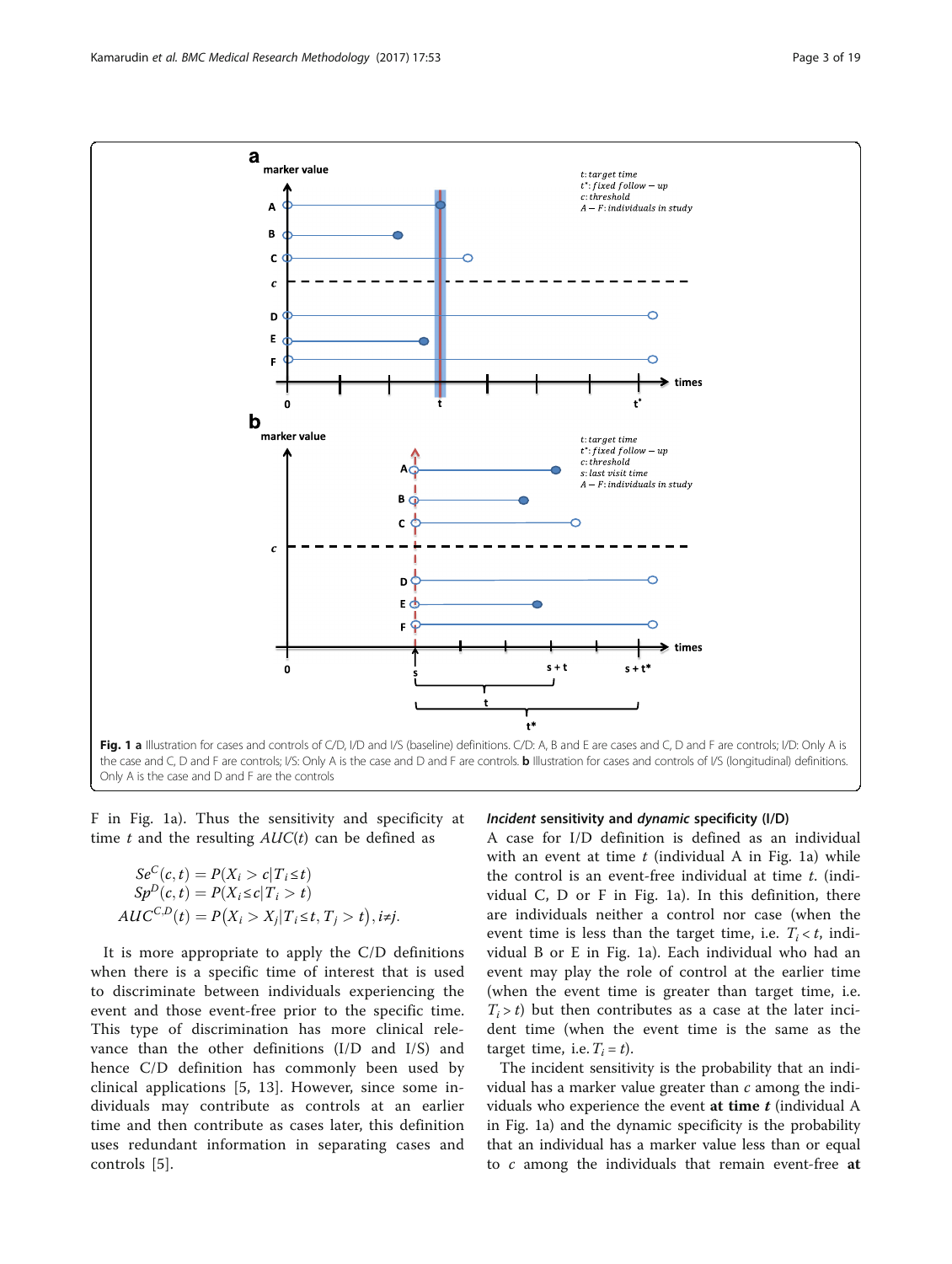Fig. 1 **a** Illustration for cases and controls of C/D, I/D and I/S (baseline) definitions. C/D: A, B and E are cases and C, D and F are controls; I/D: Only A is the case and C, D and F are controls; I/S: Only A is the case and D and F are controls. **b** Illustration for cases and controls of I/S (longitudinal) definitions. Only A is the case and D and F are the controls

F in Fig. 1a). Thus the sensitivity and specificity at time $t$ and the resulting $AUC(t)$ can be defined as

$$
\begin{aligned}
Se^{C}(c,t) &= P(X_i > c | T_i \leq t) \\
Sp^{D}(c,t) &= P(X_i \leq c | T_i > t) \\
AUC^{C,D}(t) &= P\left(X_i > X_j | T_i \leq t, T_j > t\right), i \neq j.
\end{aligned}
$$

It is more appropriate to apply the C/D definitions when there is a specific time of interest that is used to discriminate between individuals experiencing the event and those event-free prior to the specific time. This type of discrimination has more clinical relevance than the other definitions (I/D and I/S) and hence C/D definition has commonly been used by clinical applications [5, 13]. However, since some individuals may contribute as controls at an earlier time and then contribute as cases later, this definition uses redundant information in separating cases and controls [5].

### *Incident* sensitivity and *dynamic* specificity (I/D)

A case for I/D definition is defined as an individual with an event at time $t$ (individual A in Fig. 1a) while the control is an event-free individual at time $t$. (individual C, D or F in Fig. 1a). In this definition, there are individuals neither a control nor case (when the event time is less than the target time, i.e. $T_i < t$, individual B or E in Fig. 1a). Each individual who had an event may play the role of control at the earlier time (when the event time is greater than target time, i.e. $T_i > t$) but then contributes as a case at the later incident time (when the event time is the same as the target time, i.e. $T_i = t$).

The incident sensitivity is the probability that an individual has a marker value greater than $c$ among the individuals who experience the event **at time** $\boldsymbol{t}$ (individual A in Fig. 1a) and the dynamic specificity is the probability that an individual has a marker value less than or equal to $c$ among the individuals that remain event-free **at**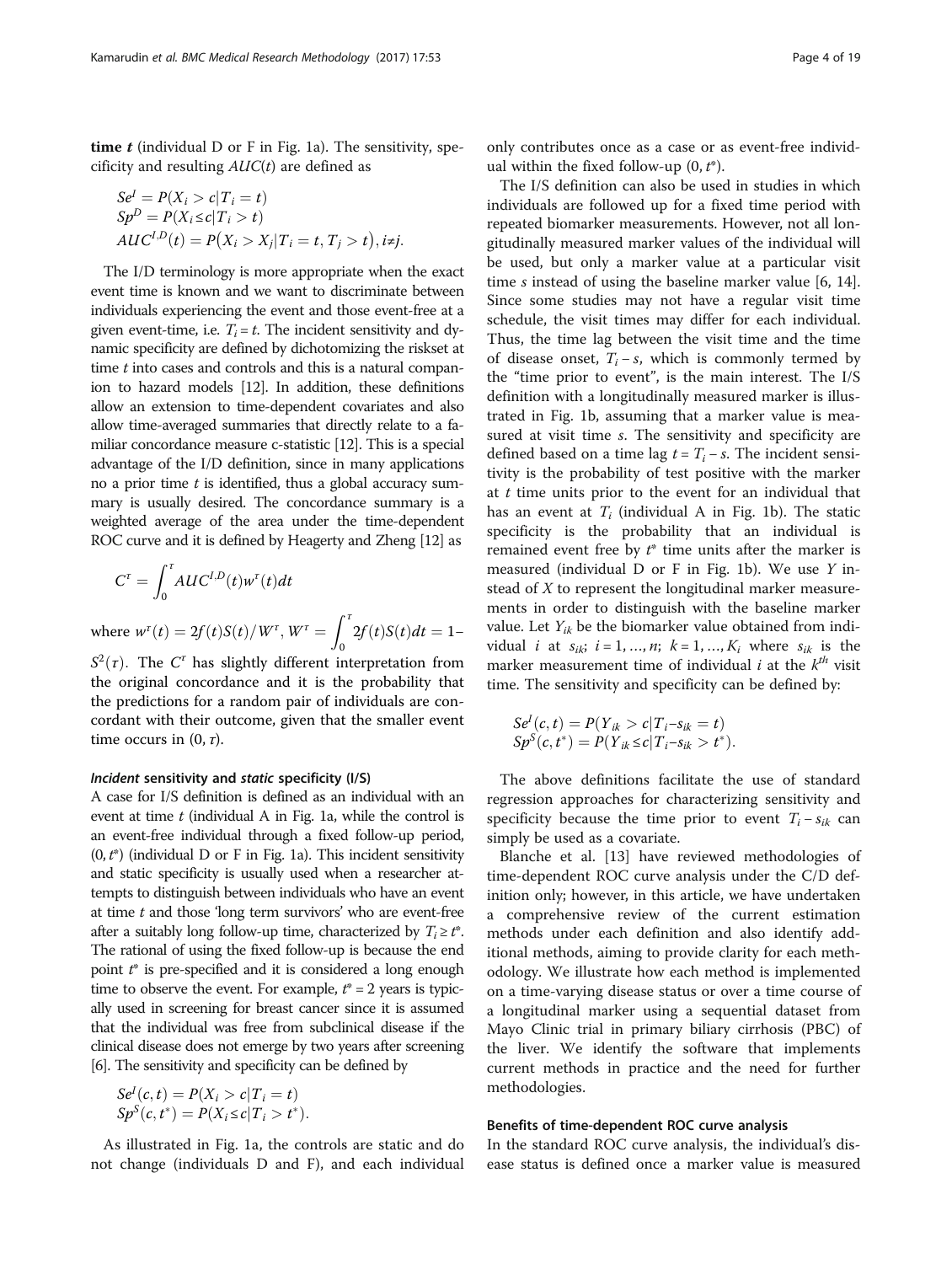**time** $t$ (individual D or F in Fig. 1a). The sensitivity, specificity and resulting $AUC(t)$ are defined as

$$\begin{aligned} Se^I &= P(X_i > c | T_i = t) \\ Sp^D &= P(X_i \leq c | T_i > t) \\ AUC^{I,D}(t) &= P(X_i > X_j | T_i = t, T_j > t), i \neq j. \end{aligned}$$

The I/D terminology is more appropriate when the exact event time is known and we want to discriminate between individuals experiencing the event and those event-free at a given event-time, i.e. $T_i = t$. The incident sensitivity and dynamic specificity are defined by dichotomizing the riskset at time $t$ into cases and controls and this is a natural companion to hazard models [12]. In addition, these definitions allow an extension to time-dependent covariates and also allow time-averaged summaries that directly relate to a familiar concordance measure c-statistic [12]. This is a special advantage of the I/D definition, since in many applications no a prior time $t$ is identified, thus a global accuracy summary is usually desired. The concordance summary is a weighted average of the area under the time-dependent ROC curve and it is defined by Heagerty and Zheng [12] as

$$C^{\tau} = \int_0^{\tau} AUC^{I,D}(t) w^{\tau}(t) dt$$

where $w^{\tau}(t) = 2f(t)S(t)/W^{\tau}$, $W^{\tau} = \int_0^{\tau} 2f(t)S(t)dt = 1 - S^2(\tau)$. The $C^{\tau}$ has slightly different interpretation from the original concordance and it is the probability that the predictions for a random pair of individuals are concordant with their outcome, given that the smaller event time occurs in $(0, \tau)$.

#### *Incident* sensitivity and *static* specificity (I/S)

A case for I/S definition is defined as an individual with an event at time $t$ (individual A in Fig. 1a, while the control is an event-free individual through a fixed follow-up period, $(0, t^*)$ (individual D or F in Fig. 1a). This incident sensitivity and static specificity is usually used when a researcher attempts to distinguish between individuals who have an event at time $t$ and those 'long term survivors' who are event-free after a suitably long follow-up time, characterized by $T_i \geq t^*$. The rational of using the fixed follow-up is because the end point $t^*$ is pre-specified and it is considered a long enough time to observe the event. For example, $t^* = 2$ years is typically used in screening for breast cancer since it is assumed that the individual was free from subclinical disease if the clinical disease does not emerge by two years after screening [6]. The sensitivity and specificity can be defined by

$$\begin{aligned} Se^I(c, t) &= P(X_i > c | T_i = t) \\ Sp^S(c, t^*) &= P(X_i \leq c | T_i > t^*). \end{aligned}$$

As illustrated in Fig. 1a, the controls are static and do not change (individuals D and F), and each individual only contributes once as a case or as event-free individual within the fixed follow-up $(0, t^*)$.

The I/S definition can also be used in studies in which individuals are followed up for a fixed time period with repeated biomarker measurements. However, not all longitudinally measured marker values of the individual will be used, but only a marker value at a particular visit time $s$ instead of using the baseline marker value [6, 14]. Since some studies may not have a regular visit time schedule, the visit times may differ for each individual. Thus, the time lag between the visit time and the time of disease onset, $T_i - s$, which is commonly termed by the "time prior to event", is the main interest. The I/S definition with a longitudinally measured marker is illustrated in Fig. 1b, assuming that a marker value is measured at visit time $s$. The sensitivity and specificity are defined based on a time lag $t = T_i - s$. The incident sensitivity is the probability of test positive with the marker at $t$ time units prior to the event for an individual that has an event at $T_i$ (individual A in Fig. 1b). The static specificity is the probability that an individual is remained event free by $t^*$ time units after the marker is measured (individual D or F in Fig. 1b). We use $Y$ instead of $X$ to represent the longitudinal marker measurements in order to distinguish with the baseline marker value. Let $Y_{ik}$ be the biomarker value obtained from individual $i$ at $s_{ik}$; $i = 1, \ldots, n$; $k = 1, \ldots, K_i$ where $s_{ik}$ is the marker measurement time of individual $i$ at the $k^{th}$ visit time. The sensitivity and specificity can be defined by:

$$\begin{aligned} Se^I(c, t) &= P(Y_{ik} > c | T_i - s_{ik} = t) \\ Sp^S(c, t^*) &= P(Y_{ik} \leq c | T_i - s_{ik} > t^*). \end{aligned}$$

The above definitions facilitate the use of standard regression approaches for characterizing sensitivity and specificity because the time prior to event $T_i - s_{ik}$ can simply be used as a covariate.

Blanche et al. [13] have reviewed methodologies of time-dependent ROC curve analysis under the C/D definition only; however, in this article, we have undertaken a comprehensive review of the current estimation methods under each definition and also identify additional methods, aiming to provide clarity for each methodology. We illustrate how each method is implemented on a time-varying disease status or over a time course of a longitudinal marker using a sequential dataset from Mayo Clinic trial in primary biliary cirrhosis (PBC) of the liver. We identify the software that implements current methods in practice and the need for further methodologies.

### Benefits of time-dependent ROC curve analysis

In the standard ROC curve analysis, the individual's disease status is defined once a marker value is measured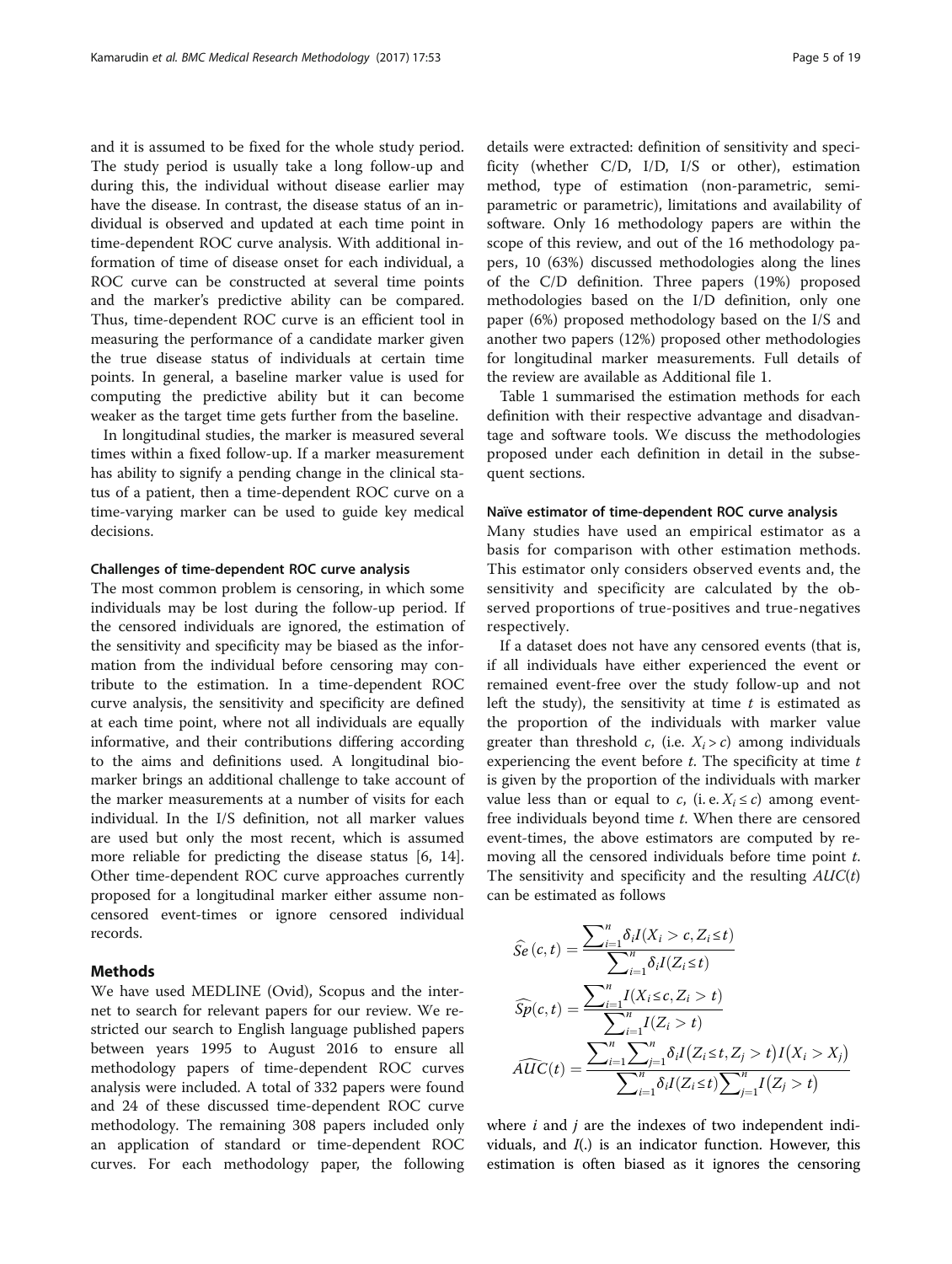and it is assumed to be fixed for the whole study period. The study period is usually take a long follow-up and during this, the individual without disease earlier may have the disease. In contrast, the disease status of an individual is observed and updated at each time point in time-dependent ROC curve analysis. With additional information of time of disease onset for each individual, a ROC curve can be constructed at several time points and the marker's predictive ability can be compared. Thus, time-dependent ROC curve is an efficient tool in measuring the performance of a candidate marker given the true disease status of individuals at certain time points. In general, a baseline marker value is used for computing the predictive ability but it can become weaker as the target time gets further from the baseline.

In longitudinal studies, the marker is measured several times within a fixed follow-up. If a marker measurement has ability to signify a pending change in the clinical status of a patient, then a time-dependent ROC curve on a time-varying marker can be used to guide key medical decisions.

#### Challenges of time-dependent ROC curve analysis

The most common problem is censoring, in which some individuals may be lost during the follow-up period. If the censored individuals are ignored, the estimation of the sensitivity and specificity may be biased as the information from the individual before censoring may contribute to the estimation. In a time-dependent ROC curve analysis, the sensitivity and specificity are defined at each time point, where not all individuals are equally informative, and their contributions differing according to the aims and definitions used. A longitudinal biomarker brings an additional challenge to take account of the marker measurements at a number of visits for each individual. In the I/S definition, not all marker values are used but only the most recent, which is assumed more reliable for predicting the disease status [6, 14]. Other time-dependent ROC curve approaches currently proposed for a longitudinal marker either assume non-censored event-times or ignore censored individual records.

## Methods

We have used MEDLINE (Ovid), Scopus and the internet to search for relevant papers for our review. We restricted our search to English language published papers between years 1995 to August 2016 to ensure all methodology papers of time-dependent ROC curves analysis were included. A total of 332 papers were found and 24 of these discussed time-dependent ROC curve methodology. The remaining 308 papers included only an application of standard or time-dependent ROC curves. For each methodology paper, the following details were extracted: definition of sensitivity and specificity (whether C/D, I/D, I/S or other), estimation method, type of estimation (non-parametric, semi-parametric or parametric), limitations and availability of software. Only 16 methodology papers are within the scope of this review, and out of the 16 methodology papers, 10 (63%) discussed methodologies along the lines of the C/D definition. Three papers (19%) proposed methodologies based on the I/D definition, only one paper (6%) proposed methodology based on the I/S and another two papers (12%) proposed other methodologies for longitudinal marker measurements. Full details of the review are available as Additional file 1.

Table 1 summarised the estimation methods for each definition with their respective advantage and disadvantage and software tools. We discuss the methodologies proposed under each definition in detail in the subsequent sections.

#### Naïve estimator of time-dependent ROC curve analysis

Many studies have used an empirical estimator as a basis for comparison with other estimation methods. This estimator only considers observed events and, the sensitivity and specificity are calculated by the observed proportions of true-positives and true-negatives respectively.

If a dataset does not have any censored events (that is, if all individuals have either experienced the event or remained event-free over the study follow-up and not left the study), the sensitivity at time $t$ is estimated as the proportion of the individuals with marker value greater than threshold $c$, (i.e. $X_i > c$) among individuals experiencing the event before $t$. The specificity at time $t$ is given by the proportion of the individuals with marker value less than or equal to $c$, (i. e. $X_i \leq c$) among event-free individuals beyond time $t$. When there are censored event-times, the above estimators are computed by removing all the censored individuals before time point $t$. The sensitivity and specificity and the resulting $AUC(t)$ can be estimated as follows

$$\widehat{Se}(c,t) = \frac{\sum_{i=1}^{n} \delta_i I(X_i > c, Z_i \leq t)}{\sum_{i=1}^{n} \delta_i I(Z_i \leq t)}$$

$$\widehat{Sp}(c,t) = \frac{\sum_{i=1}^{n} I(X_i \leq c, Z_i > t)}{\sum_{i=1}^{n} I(Z_i > t)}$$

$$\widehat{AUC}(t) = \frac{\sum_{i=1}^{n} \sum_{j=1}^{n} \delta_i I(Z_i \leq t, Z_j > t) I(X_i > X_j)}{\sum_{i=1}^{n} \delta_i I(Z_i \leq t) \sum_{j=1}^{n} I(Z_j > t)}$$

where $i$ and $j$ are the indexes of two independent individuals, and $I(.)$ is an indicator function. However, this estimation is often biased as it ignores the censoring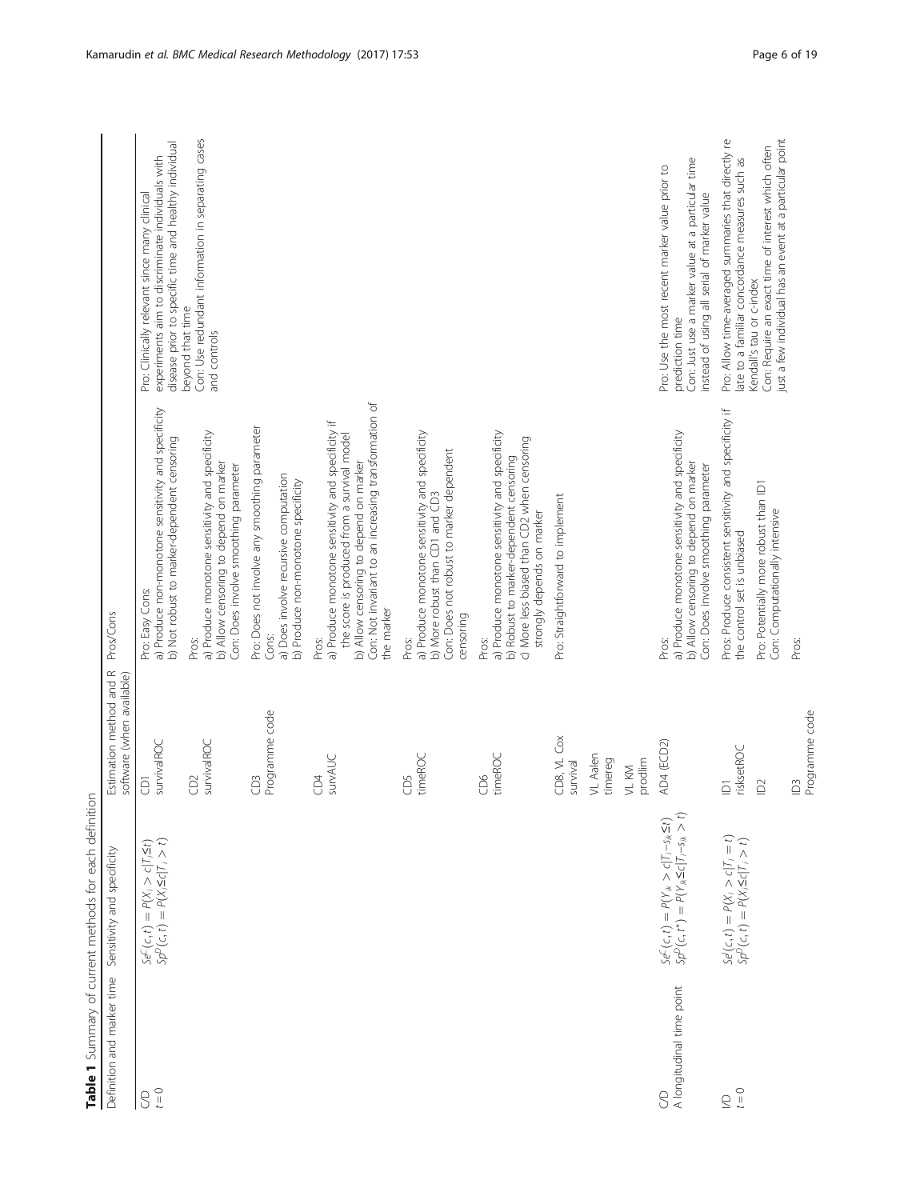**Table 1** Summary of current methods for each definition

| Definition and marker time | Sensitivity and specificity | Estimation method and R software (when available) | Pros/Cons | |
|---|---|---|---|---|
| C/D<br>$t = 0$ | $Se^{C}(c,t) = P(X_i > c \mid T_i \leq t)$<br>$Sp^{D}(c,t) = P(X_i \leq c \mid T_i > t)$ | CD1<br>survivalROC | Pro: Easy Cons:<br>a) Produce non-monotone sensitivity and specificity<br>b) Not robust to marker-dependent censoring | Pro: Clinically relevant since many clinical experiments aim to discriminate individuals with disease prior to specific time and healthy individual beyond that time<br>Con: Use redundant information in separating cases and controls |
| | | CD2<br>survivalROC | Pros:<br>a) Produce monotone sensitivity and specificity<br>b) Allow censoring to depend on marker<br>Con: Does involve smoothing parameter | |
| | | CD3<br>Programme code | Pro: Does not involve any smoothing parameter<br>Cons:<br>a) Does involve recursive computation<br>b) Produce non-monotone specificity | |
| | | CD4<br>survAUC | Pros:<br>a) Produce monotone sensitivity and specificity if the score is produced from a survival model<br>b) Allow censoring to depend on marker<br>Con: Not invariant to an increasing transformation of the marker | |
| | | CD5<br>timeROC | Pros:<br>a) Produce monotone sensitivity and specificity<br>b) More robust than CD1 and CD3<br>Con: Does not robust to marker dependent censoring | |
| | | CD6<br>timeROC | Pros:<br>a) Produce monotone sensitivity and specificity<br>b) Robust to marker-dependent censoring<br>c) More less biased than CD2 when censoring strongly depends on marker | |
| | | CD8, VL Cox<br>survival<br>VL Aalen<br>timereg<br>VL KM<br>prodlim | Pro: Straightforward to implement | |
| C/D<br>A longitudinal time point | $Se^{C}(c,t) = P(Y_{ik} > c \mid T_i - s_{ik} \leq t)$<br>$Sp^{D}(c,t^{*}) = P(Y_{ik} \leq c \mid T_i - s_{ik} > t)$ | AD4 (ECD2) | Pros:<br>a) Produce monotone sensitivity and specificity<br>b) Allow censoring to depend on marker<br>Con: Does involve smoothing parameter | Pro: Use the most recent marker value prior to prediction time<br>Con: Just use a marker value at a particular time instead of using all serial of marker value |
| I/D<br>$t = 0$ | $Se^{I}(c,t) = P(X_i > c \mid T_i = t)$<br>$Sp^{D}(c,t) = P(X_i \leq c \mid T_i > t)$ | ID1<br>risksetROC | Pros: Produce consistent sensitivity and specificity if the control set is unbiased | Pro: Allow time-averaged summaries that directly relate to a familiar concordance measures such as Kendall's tau or c-index<br>Con: Require an exact time of interest which often just a few individual has an event at a particular point |
| | | ID2 | Pro: Potentially more robust than ID1<br>Con: Computationally intensive | |
| | | ID3<br>Programme code | Pros: | |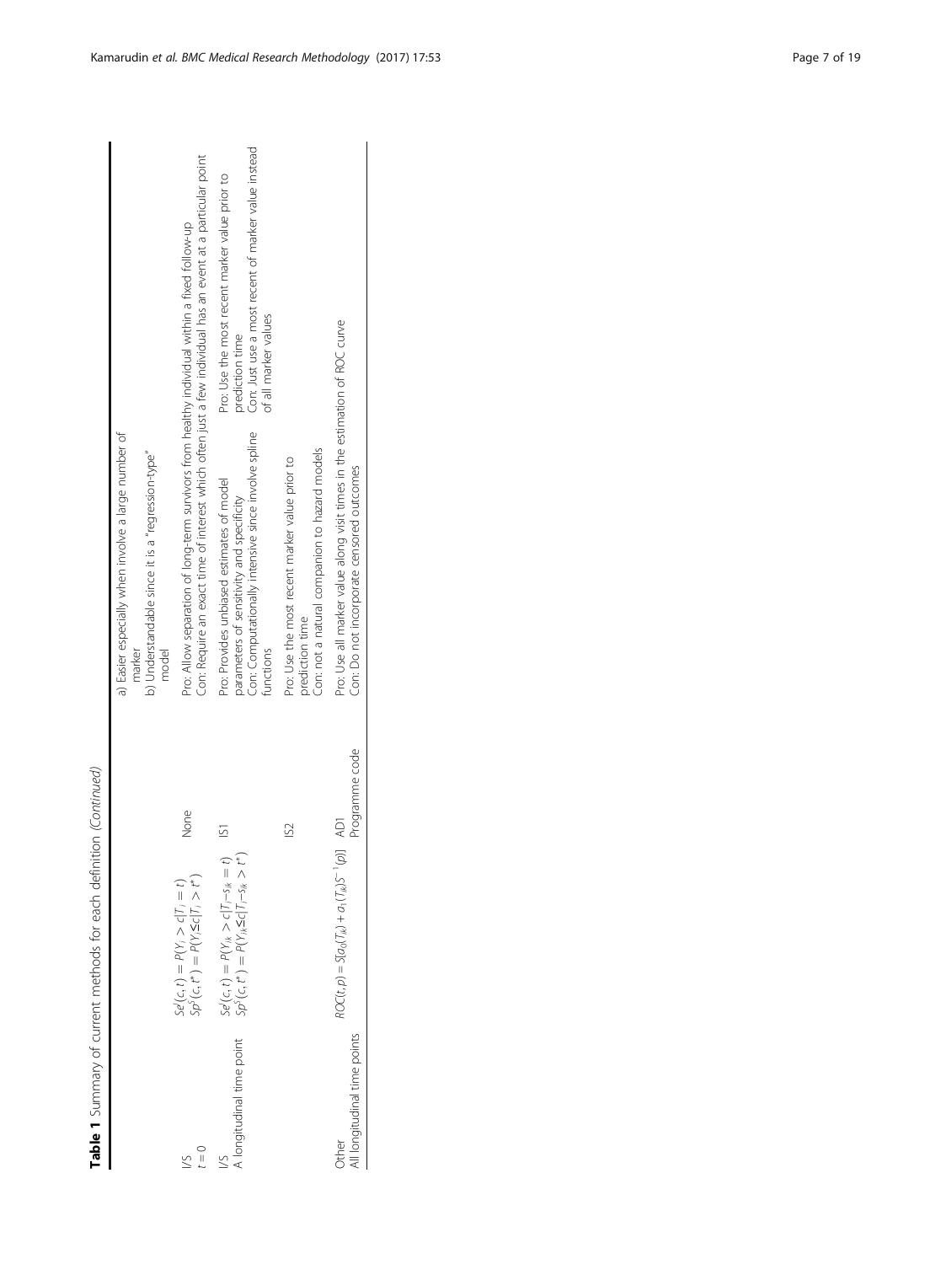**Table 1** Summary of current methods for each definition *(Continued)*

| | | | | |
|---|---|---|---|---|
| | | | a) Easier especially when involve a large number of marker<br>b) Understandable since it is a "regression-type" model | |
| I/S<br>$t = 0$ | $Se^I(c,t) = P(Y_i > c \mid T_i = t)$<br>$Sp^S(c,t^*) = P(Y_i \leq c \mid T_i > t^*)$ | None | Pro: Allow separation of long-term survivors from healthy individual within a fixed follow-up<br>Con: Require an exact time of interest which often just a few individual has an event at a particular point | |
| I/S<br>A longitudinal time point | $Se^I(c,t) = P(Y_{ik} > c \mid T_i - s_{ik} = t)$<br>$Sp^S(c,t^*) = P(Y_{ik} \leq c \mid T_i - s_{ik} > t^*)$ | IS1 | Pro: Provides unbiased estimates of model parameters of sensitivity and specificity<br>Con: Computationally intensive since involve spline functions | Pro: Use the most recent marker value prior to prediction time<br>Con: Just use a most recent of marker value instead of all marker values |
| | | IS2 | Pro: Use the most recent marker value prior to prediction time<br>Con: not a natural companion to hazard models | |
| Other<br>All longitudinal time points | $ROC(t,p) = S[a_0(T_{ik}) + a_1(T_{ik})S^{-1}(p)]$ | AD1<br>Programme code | Pro: Use all marker value along visit times in the estimation of ROC curve<br>Con: Do not incorporate censored outcomes | |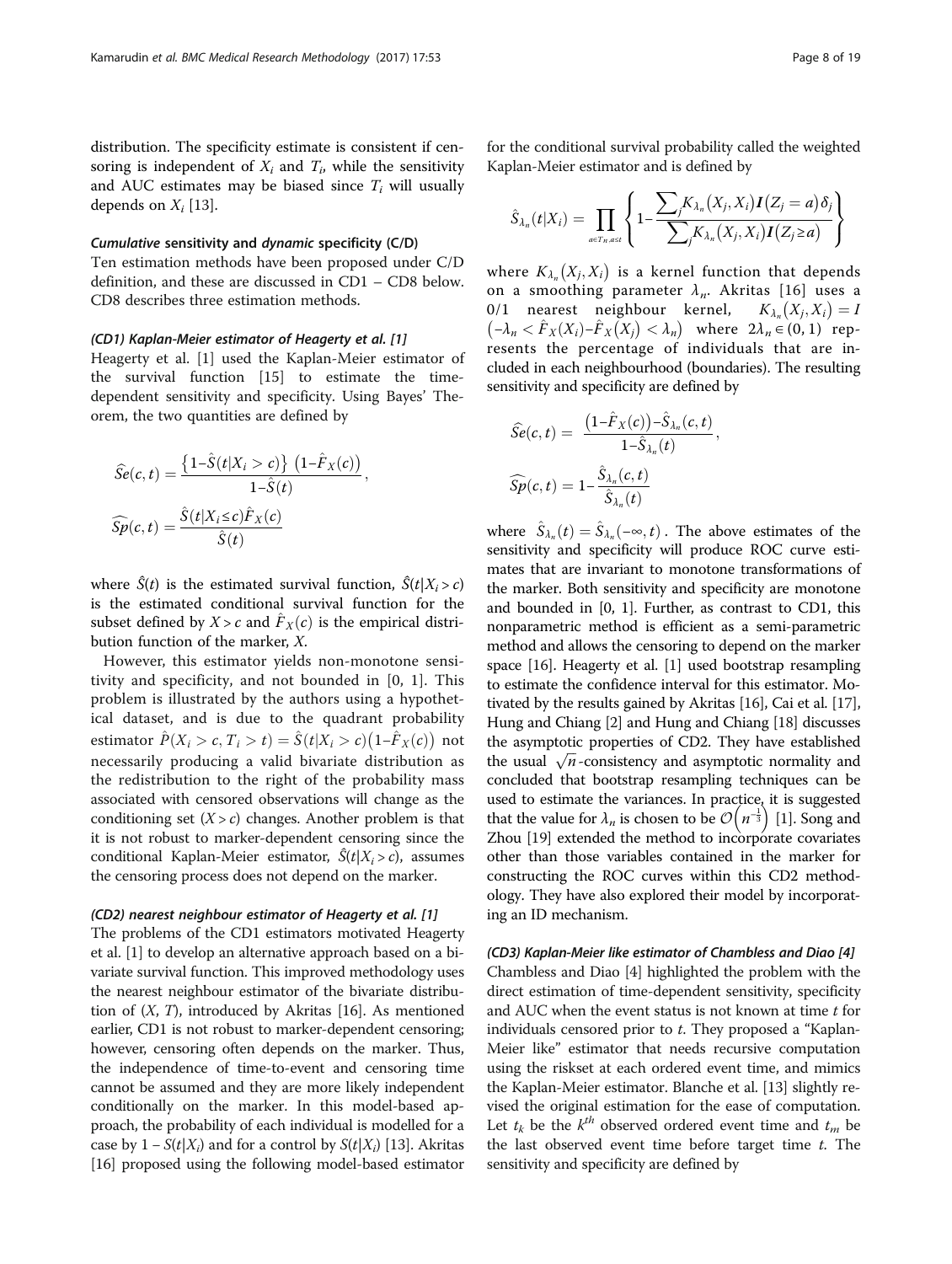distribution. The specificity estimate is consistent if censoring is independent of $X_i$ and $T_i$, while the sensitivity and AUC estimates may be biased since $T_i$ will usually depends on $X_i$ [13].

### *Cumulative* sensitivity and *dynamic* specificity (C/D)

Ten estimation methods have been proposed under C/D definition, and these are discussed in CD1 – CD8 below. CD8 describes three estimation methods.

#### *(CD1) Kaplan-Meier estimator of Heagerty et al. [1]*

Heagerty et al. [1] used the Kaplan-Meier estimator of the survival function [15] to estimate the time-dependent sensitivity and specificity. Using Bayes' Theorem, the two quantities are defined by

$$\widehat{Se}(c,t) = \frac{\{1-\hat{S}(t|X_i>c)\}\,(1-\hat{F}_X(c))}{1-\hat{S}(t)},$$

$$\widehat{Sp}(c,t) = \frac{\hat{S}(t|X_i\le c)\hat{F}_X(c)}{\hat{S}(t)}$$

where $\hat{S}(t)$ is the estimated survival function, $\hat{S}(t|X_i>c)$ is the estimated conditional survival function for the subset defined by $X>c$ and $\hat{F}_X(c)$ is the empirical distribution function of the marker, $X$.

However, this estimator yields non-monotone sensitivity and specificity, and not bounded in [0, 1]. This problem is illustrated by the authors using a hypothetical dataset, and is due to the quadrant probability estimator $\hat{P}(X_i>c, T_i>t) = \hat{S}(t|X_i>c)(1-\hat{F}_X(c))$ not necessarily producing a valid bivariate distribution as the redistribution to the right of the probability mass associated with censored observations will change as the conditioning set $(X>c)$ changes. Another problem is that it is not robust to marker-dependent censoring since the conditional Kaplan-Meier estimator, $\hat{S}(t|X_i>c)$, assumes the censoring process does not depend on the marker.

#### *(CD2) nearest neighbour estimator of Heagerty et al. [1]*

The problems of the CD1 estimators motivated Heagerty et al. [1] to develop an alternative approach based on a bivariate survival function. This improved methodology uses the nearest neighbour estimator of the bivariate distribution of $(X, T)$, introduced by Akritas [16]. As mentioned earlier, CD1 is not robust to marker-dependent censoring; however, censoring often depends on the marker. Thus, the independence of time-to-event and censoring time cannot be assumed and they are more likely independent conditionally on the marker. In this model-based approach, the probability of each individual is modelled for a case by $1 - S(t|X_i)$ and for a control by $S(t|X_i)$ [13]. Akritas [16] proposed using the following model-based estimator for the conditional survival probability called the weighted Kaplan-Meier estimator and is defined by

$$\hat{S}_{\lambda_n}(t|X_i) = \prod_{a\in T_n,a\le t}\left\{1-\frac{\sum_j K_{\lambda_n}(X_j,X_i)\boldsymbol{I}(Z_j=a)\delta_j}{\sum_j K_{\lambda_n}(X_j,X_i)\boldsymbol{I}(Z_j\ge a)}\right\}$$

where $K_{\lambda_n}(X_j,X_i)$ is a kernel function that depends on a smoothing parameter $\lambda_n$. Akritas [16] uses a 0/1 nearest neighbour kernel, $K_{\lambda_n}(X_j,X_i) = I\left(-\lambda_n < \hat{F}_X(X_i)-\hat{F}_X(X_j) < \lambda_n\right)$ where $2\lambda_n \in (0,1)$ represents the percentage of individuals that are included in each neighbourhood (boundaries). The resulting sensitivity and specificity are defined by

$$\widehat{Se}(c,t) = \frac{\left(1-\hat{F}_X(c)\right)-\hat{S}_{\lambda_n}(c,t)}{1-\hat{S}_{\lambda_n}(t)},$$

$$\widehat{Sp}(c,t) = 1-\frac{\hat{S}_{\lambda_n}(c,t)}{\hat{S}_{\lambda_n}(t)}$$

where $\hat{S}_{\lambda_n}(t) = \hat{S}_{\lambda_n}(-\infty,t)$. The above estimates of the sensitivity and specificity will produce ROC curve estimates that are invariant to monotone transformations of the marker. Both sensitivity and specificity are monotone and bounded in [0, 1]. Further, as contrast to CD1, this nonparametric method is efficient as a semi-parametric method and allows the censoring to depend on the marker space [16]. Heagerty et al. [1] used bootstrap resampling to estimate the confidence interval for this estimator. Motivated by the results gained by Akritas [16], Cai et al. [17], Hung and Chiang [2] and Hung and Chiang [18] discusses the asymptotic properties of CD2. They have established the usual $\sqrt{n}$-consistency and asymptotic normality and concluded that bootstrap resampling techniques can be used to estimate the variances. In practice, it is suggested that the value for $\lambda_n$ is chosen to be $\mathcal{O}\left(n^{-\frac{1}{3}}\right)$ [1]. Song and Zhou [19] extended the method to incorporate covariates other than those variables contained in the marker for constructing the ROC curves within this CD2 methodology. They have also explored their model by incorporating an ID mechanism.

#### *(CD3) Kaplan-Meier like estimator of Chambless and Diao [4]*

Chambless and Diao [4] highlighted the problem with the direct estimation of time-dependent sensitivity, specificity and AUC when the event status is not known at time $t$ for individuals censored prior to $t$. They proposed a "Kaplan-Meier like" estimator that needs recursive computation using the riskset at each ordered event time, and mimics the Kaplan-Meier estimator. Blanche et al. [13] slightly revised the original estimation for the ease of computation. Let $t_k$ be the $k^{th}$ observed ordered event time and $t_m$ be the last observed event time before target time $t$. The sensitivity and specificity are defined by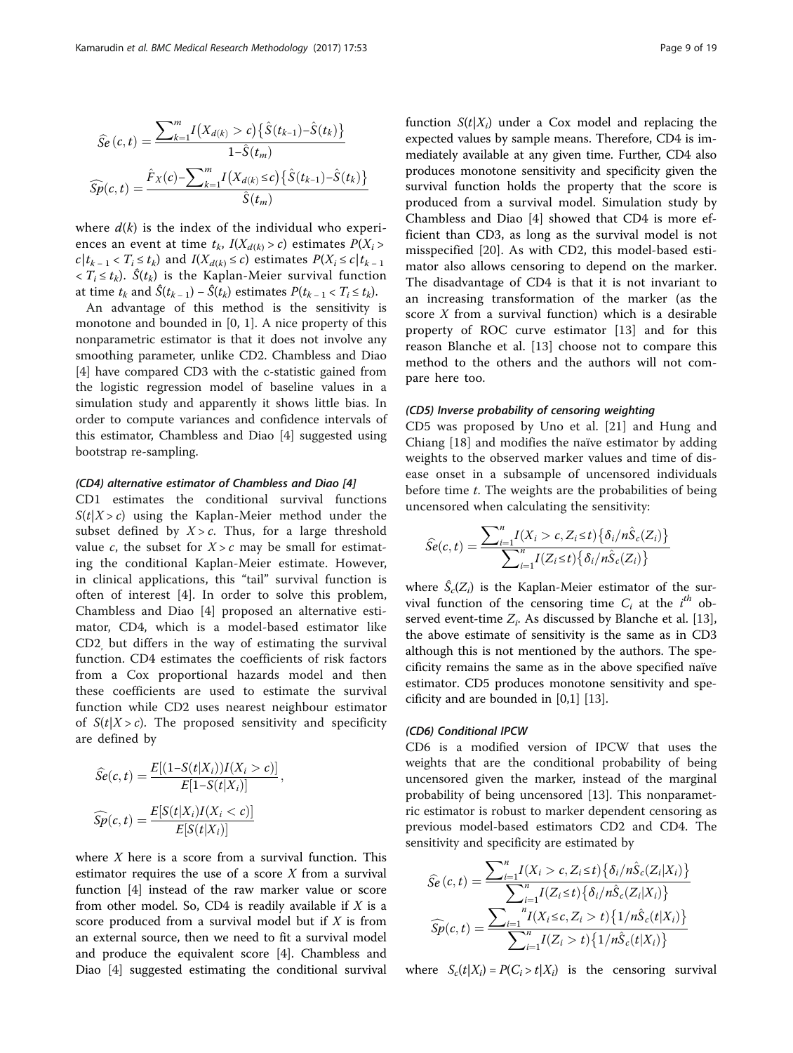$$\widehat{Se}(c,t) = \frac{\sum_{k=1}^{m} I\left(X_{d(k)} > c\right)\left\{\hat{S}(t_{k-1}) - \hat{S}(t_k)\right\}}{1 - \hat{S}(t_m)}$$

$$\widehat{Sp}(c,t) = \frac{\hat{F}_X(c) - \sum_{k=1}^{m} I\left(X_{d(k)} \le c\right)\left\{\hat{S}(t_{k-1}) - \hat{S}(t_k)\right\}}{\hat{S}(t_m)}$$

where $d(k)$ is the index of the individual who experiences an event at time $t_k$, $I(X_{d(k)} > c)$ estimates $P(X_i > c | t_{k-1} < T_i \le t_k)$ and $I(X_{d(k)} \le c)$ estimates $P(X_i \le c | t_{k-1} < T_i \le t_k)$. $\hat{S}(t_k)$ is the Kaplan-Meier survival function at time $t_k$ and $\hat{S}(t_{k-1}) - \hat{S}(t_k)$ estimates $P(t_{k-1} < T_i \le t_k)$.

An advantage of this method is the sensitivity is monotone and bounded in [0, 1]. A nice property of this nonparametric estimator is that it does not involve any smoothing parameter, unlike CD2. Chambless and Diao [4] have compared CD3 with the c-statistic gained from the logistic regression model of baseline values in a simulation study and apparently it shows little bias. In order to compute variances and confidence intervals of this estimator, Chambless and Diao [4] suggested using bootstrap re-sampling.

#### *(CD4) alternative estimator of Chambless and Diao [4]*

CD1 estimates the conditional survival functions $S(t|X > c)$ using the Kaplan-Meier method under the subset defined by $X > c$. Thus, for a large threshold value $c$, the subset for $X > c$ may be small for estimating the conditional Kaplan-Meier estimate. However, in clinical applications, this "tail" survival function is often of interest [4]. In order to solve this problem, Chambless and Diao [4] proposed an alternative estimator, CD4, which is a model-based estimator like CD2, but differs in the way of estimating the survival function. CD4 estimates the coefficients of risk factors from a Cox proportional hazards model and then these coefficients are used to estimate the survival function while CD2 uses nearest neighbour estimator of $S(t|X > c)$. The proposed sensitivity and specificity are defined by

$$\widehat{Se}(c,t) = \frac{E[(1 - S(t|X_i))I(X_i > c)]}{E[1 - S(t|X_i)]},$$

$$\widehat{Sp}(c,t) = \frac{E[S(t|X_i)I(X_i < c)]}{E[S(t|X_i)]}$$

where $X$ here is a score from a survival function. This estimator requires the use of a score $X$ from a survival function [4] instead of the raw marker value or score from other model. So, CD4 is readily available if $X$ is a score produced from a survival model but if $X$ is from an external source, then we need to fit a survival model and produce the equivalent score [4]. Chambless and Diao [4] suggested estimating the conditional survival function $S(t|X_i)$ under a Cox model and replacing the expected values by sample means. Therefore, CD4 is immediately available at any given time. Further, CD4 also produces monotone sensitivity and specificity given the survival function holds the property that the score is produced from a survival model. Simulation study by Chambless and Diao [4] showed that CD4 is more efficient than CD3, as long as the survival model is not misspecified [20]. As with CD2, this model-based estimator also allows censoring to depend on the marker. The disadvantage of CD4 is that it is not invariant to an increasing transformation of the marker (as the score $X$ from a survival function) which is a desirable property of ROC curve estimator [13] and for this reason Blanche et al. [13] choose not to compare this method to the others and the authors will not compare here too.

#### *(CD5) Inverse probability of censoring weighting*

CD5 was proposed by Uno et al. [21] and Hung and Chiang [18] and modifies the naïve estimator by adding weights to the observed marker values and time of disease onset in a subsample of uncensored individuals before time $t$. The weights are the probabilities of being uncensored when calculating the sensitivity:

$$\widehat{Se}(c,t) = \frac{\sum_{i=1}^{n} I(X_i > c, Z_i \le t)\left\{\delta_i / n\hat{S}_c(Z_i)\right\}}{\sum_{i=1}^{n} I(Z_i \le t)\left\{\delta_i / n\hat{S}_c(Z_i)\right\}}$$

where $\hat{S}_c(Z_i)$ is the Kaplan-Meier estimator of the survival function of the censoring time $C_i$ at the $i^{th}$ observed event-time $Z_i$. As discussed by Blanche et al. [13], the above estimate of sensitivity is the same as in CD3 although this is not mentioned by the authors. The specificity remains the same as in the above specified naïve estimator. CD5 produces monotone sensitivity and specificity and are bounded in [0,1] [13].

#### *(CD6) Conditional IPCW*

CD6 is a modified version of IPCW that uses the weights that are the conditional probability of being uncensored given the marker, instead of the marginal probability of being uncensored [13]. This nonparametric estimator is robust to marker dependent censoring as previous model-based estimators CD2 and CD4. The sensitivity and specificity are estimated by

$$\widehat{Se}(c,t) = \frac{\sum_{i=1}^{n} I(X_i > c, Z_i \le t)\left\{\delta_i / n\hat{S}_c(Z_i|X_i)\right\}}{\sum_{i=1}^{n} I(Z_i \le t)\left\{\delta_i / n\hat{S}_c(Z_i|X_i)\right\}}$$

$$\widehat{Sp}(c,t) = \frac{\sum_{i=1}^{n} I(X_i \le c, Z_i > t)\left\{1 / n\hat{S}_c(t|X_i)\right\}}{\sum_{i=1}^{n} I(Z_i > t)\left\{1 / n\hat{S}_c(t|X_i)\right\}}$$

where $S_c(t|X_i) = P(C_i > t|X_i)$ is the censoring survival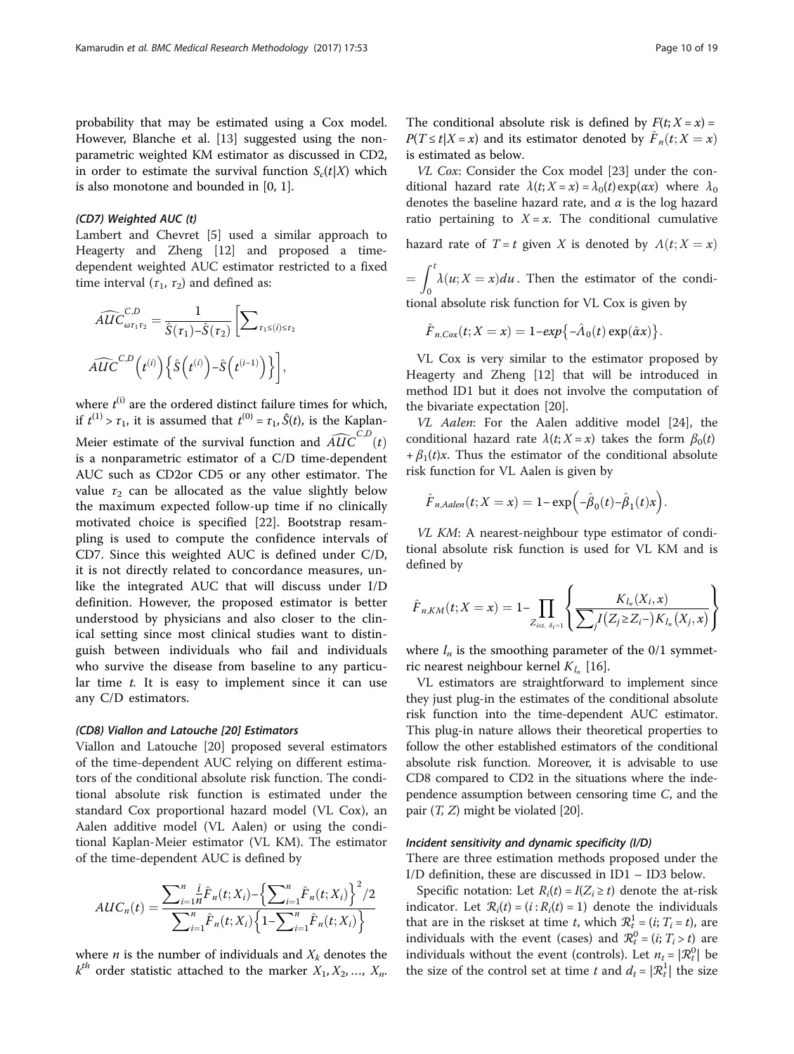probability that may be estimated using a Cox model. However, Blanche et al. [13] suggested using the nonparametric weighted KM estimator as discussed in CD2, in order to estimate the survival function $S_c(t|X)$ which is also monotone and bounded in [0, 1].

#### *(CD7) Weighted AUC (t)*

Lambert and Chevret [5] used a similar approach to Heagerty and Zheng [12] and proposed a time-dependent weighted AUC estimator restricted to a fixed time interval ($\tau_1$, $\tau_2$) and defined as:

$$\widehat{AUC}^{C,D}_{\omega\tau_1\tau_2} = \frac{1}{\hat{S}(\tau_1) - \hat{S}(\tau_2)} \left[ \sum_{\tau_1 \le (i) \le \tau_2} \widehat{AUC}^{C,D}\left(t^{(i)}\right)\left\{\hat{S}\left(t^{(i)}\right) - \hat{S}\left(t^{(i-1)}\right)\right\} \right],$$

where $t^{(i)}$ are the ordered distinct failure times for which, if $t^{(1)} > \tau_1$, it is assumed that $t^{(0)} = \tau_1$, $\hat{S}(t)$, is the Kaplan-Meier estimate of the survival function and $\widehat{AUC}^{C,D}(t)$ is a nonparametric estimator of a C/D time-dependent AUC such as CD2or CD5 or any other estimator. The value $\tau_2$ can be allocated as the value slightly below the maximum expected follow-up time if no clinically motivated choice is specified [22]. Bootstrap resampling is used to compute the confidence intervals of CD7. Since this weighted AUC is defined under C/D, it is not directly related to concordance measures, unlike the integrated AUC that will discuss under I/D definition. However, the proposed estimator is better understood by physicians and also closer to the clinical setting since most clinical studies want to distinguish between individuals who fail and individuals who survive the disease from baseline to any particular time $t$. It is easy to implement since it can use any C/D estimators.

#### *(CD8) Viallon and Latouche [20] Estimators*

Viallon and Latouche [20] proposed several estimators of the time-dependent AUC relying on different estimators of the conditional absolute risk function. The conditional absolute risk function is estimated under the standard Cox proportional hazard model (VL Cox), an Aalen additive model (VL Aalen) or using the conditional Kaplan-Meier estimator (VL KM). The estimator of the time-dependent AUC is defined by

$$AUC_n(t) = \frac{\sum_{i=1}^{n} \frac{i}{n} \hat{F}_n(t; X_i) - \left\{\sum_{i=1}^{n} \hat{F}_n(t; X_i)\right\}^2 / 2}{\sum_{i=1}^{n} \hat{F}_n(t; X_i)\left\{1 - \sum_{i=1}^{n} \hat{F}_n(t; X_i)\right\}}$$

where $n$ is the number of individuals and $X_k$ denotes the $k^{th}$ order statistic attached to the marker $X_1, X_2, \ldots, X_n$. The conditional absolute risk is defined by $F(t; X = x) = P(T \le t | X = x)$ and its estimator denoted by $\hat{F}_n(t; X = x)$ is estimated as below.

*VL Cox*: Consider the Cox model [23] under the conditional hazard rate $\lambda(t; X = x) = \lambda_0(t)\exp(\alpha x)$ where $\lambda_0$ denotes the baseline hazard rate, and $\alpha$ is the log hazard ratio pertaining to $X = x$. The conditional cumulative hazard rate of $T = t$ given $X$ is denoted by $\Lambda(t; X = x) = \int_0^t \lambda(u; X = x)du$. Then the estimator of the conditional absolute risk function for VL Cox is given by

$$\hat{F}_{n,Cox}(t; X = x) = 1 - exp\left\{-\hat{\Lambda}_0(t)\exp(\hat{\alpha}x)\right\}.$$

VL Cox is very similar to the estimator proposed by Heagerty and Zheng [12] that will be introduced in method ID1 but it does not involve the computation of the bivariate expectation [20].

*VL Aalen*: For the Aalen additive model [24], the conditional hazard rate $\lambda(t; X = x)$ takes the form $\beta_0(t) + \beta_1(t)x$. Thus the estimator of the conditional absolute risk function for VL Aalen is given by

$$\hat{F}_{n,Aalen}(t; X = x) = 1 - \exp\left(-\hat{\beta}_0(t) - \hat{\beta}_1(t)x\right).$$

*VL KM*: A nearest-neighbour type estimator of conditional absolute risk function is used for VL KM and is defined by

$$\hat{F}_{n,KM}(t; X = x) = 1 - \prod_{Z_{i \le t,}\ \delta_i = 1} \left\{ \frac{K_{l_n}(X_i, x)}{\sum_j I(Z_j \ge Z_i -) K_{l_n}(X_j, x)} \right\}$$

where $l_n$ is the smoothing parameter of the 0/1 symmetric nearest neighbour kernel $K_{l_n}$ [16].

VL estimators are straightforward to implement since they just plug-in the estimates of the conditional absolute risk function into the time-dependent AUC estimator. This plug-in nature allows their theoretical properties to follow the other established estimators of the conditional absolute risk function. Moreover, it is advisable to use CD8 compared to CD2 in the situations where the independence assumption between censoring time $C$, and the pair $(T, Z)$ might be violated [20].

#### *Incident sensitivity and dynamic specificity (I/D)*

There are three estimation methods proposed under the I/D definition, these are discussed in ID1 – ID3 below.

Specific notation: Let $R_i(t) = I(Z_i \ge t)$ denote the at-risk indicator. Let $\mathcal{R}_i(t) = (i : R_i(t) = 1)$ denote the individuals that are in the riskset at time $t$, which $\mathcal{R}_t^1 = (i; T_i = t)$, are individuals with the event (cases) and $\mathcal{R}_t^0 = (i; T_i > t)$ are individuals without the event (controls). Let $n_t = |\mathcal{R}_t^0|$ be the size of the control set at time $t$ and $d_t = |\mathcal{R}_t^1|$ the size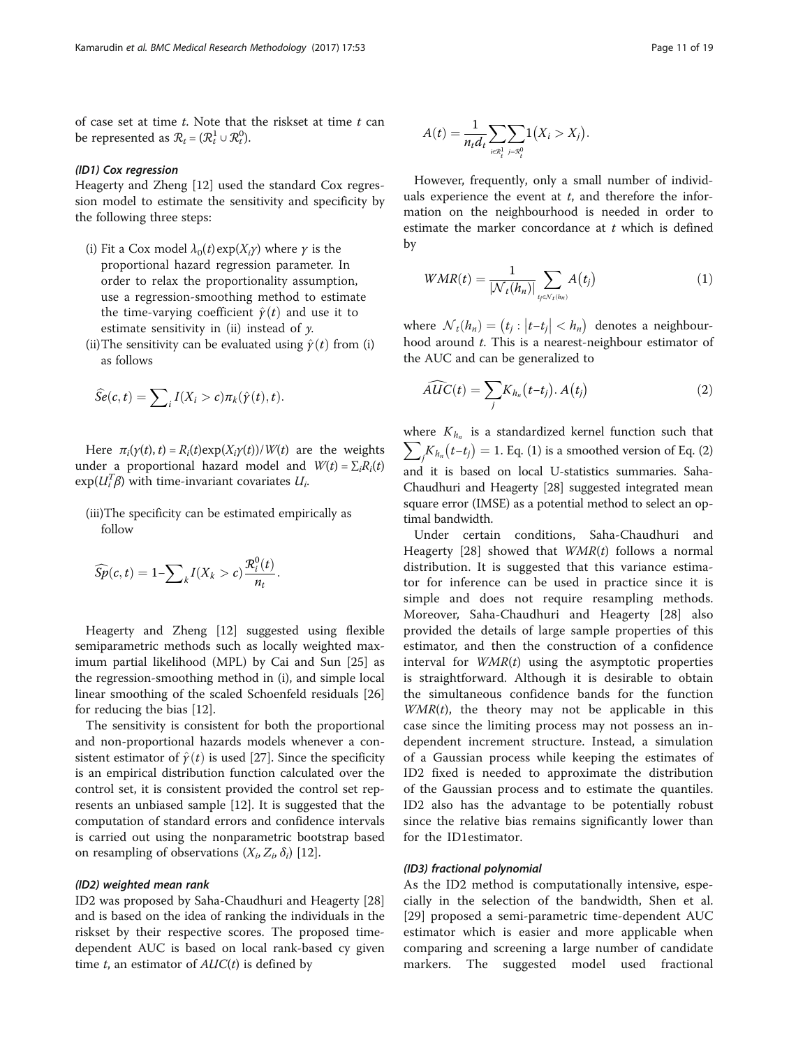of case set at time $t$. Note that the riskset at time $t$ can be represented as $\mathcal{R}_t = (\mathcal{R}_t^1 \cup \mathcal{R}_t^0)$.

#### *(ID1) Cox regression*

Heagerty and Zheng [12] used the standard Cox regression model to estimate the sensitivity and specificity by the following three steps:

(i) Fit a Cox model $\lambda_0(t)\exp(X_i\gamma)$ where $\gamma$ is the proportional hazard regression parameter. In order to relax the proportionality assumption, use a regression-smoothing method to estimate the time-varying coefficient $\hat{\gamma}(t)$ and use it to estimate sensitivity in (ii) instead of $\gamma$.

(ii) The sensitivity can be evaluated using $\hat{\gamma}(t)$ from (i) as follows

$$\widehat{Se}(c,t) = \sum_i I(X_i > c)\pi_k(\hat{\gamma}(t),t).$$

Here $\pi_i(\gamma(t),t) = R_i(t)\exp(X_i\gamma(t))/W(t)$ are the weights under a proportional hazard model and $W(t) = \sum_i R_i(t)\exp(U_i^T\beta)$ with time-invariant covariates $U_i$.

(iii) The specificity can be estimated empirically as follow

$$\widehat{Sp}(c,t) = 1 - \sum_k I(X_k > c)\frac{\mathcal{R}_i^0(t)}{n_t}.$$

Heagerty and Zheng [12] suggested using flexible semiparametric methods such as locally weighted maximum partial likelihood (MPL) by Cai and Sun [25] as the regression-smoothing method in (i), and simple local linear smoothing of the scaled Schoenfeld residuals [26] for reducing the bias [12].

The sensitivity is consistent for both the proportional and non-proportional hazards models whenever a consistent estimator of $\hat{\gamma}(t)$ is used [27]. Since the specificity is an empirical distribution function calculated over the control set, it is consistent provided the control set represents an unbiased sample [12]. It is suggested that the computation of standard errors and confidence intervals is carried out using the nonparametric bootstrap based on resampling of observations $(X_i, Z_i, \delta_i)$ [12].

#### *(ID2) weighted mean rank*

ID2 was proposed by Saha-Chaudhuri and Heagerty [28] and is based on the idea of ranking the individuals in the riskset by their respective scores. The proposed time-dependent AUC is based on local rank-based cy given time $t$, an estimator of $AUC(t)$ is defined by

$$A(t) = \frac{1}{n_t d_t}\sum_{i\in\mathcal{R}_t^1}\sum_{j=\mathcal{R}_t^0} 1\left(X_i > X_j\right).$$

However, frequently, only a small number of individuals experience the event at $t$, and therefore the information on the neighbourhood is needed in order to estimate the marker concordance at $t$ which is defined by

$$WMR(t) = \frac{1}{|\mathcal{N}_t(h_n)|}\sum_{t_j\in\mathcal{N}_t(h_n)} A\left(t_j\right) \tag{1}$$

where $\mathcal{N}_t(h_n) = \left(t_j : \left|t - t_j\right| < h_n\right)$ denotes a neighbourhood around $t$. This is a nearest-neighbour estimator of the AUC and can be generalized to

$$\widehat{AUC}(t) = \sum_j K_{h_n}\left(t - t_j\right).\,A\left(t_j\right) \tag{2}$$

where $K_{h_n}$ is a standardized kernel function such that $\sum_j K_{h_n}\left(t - t_j\right) = 1$. Eq. (1) is a smoothed version of Eq. (2) and it is based on local U-statistics summaries. Saha-Chaudhuri and Heagerty [28] suggested integrated mean square error (IMSE) as a potential method to select an optimal bandwidth.

Under certain conditions, Saha-Chaudhuri and Heagerty [28] showed that $WMR(t)$ follows a normal distribution. It is suggested that this variance estimator for inference can be used in practice since it is simple and does not require resampling methods. Moreover, Saha-Chaudhuri and Heagerty [28] also provided the details of large sample properties of this estimator, and then the construction of a confidence interval for $WMR(t)$ using the asymptotic properties is straightforward. Although it is desirable to obtain the simultaneous confidence bands for the function $WMR(t)$, the theory may not be applicable in this case since the limiting process may not possess an independent increment structure. Instead, a simulation of a Gaussian process while keeping the estimates of ID2 fixed is needed to approximate the distribution of the Gaussian process and to estimate the quantiles. ID2 also has the advantage to be potentially robust since the relative bias remains significantly lower than for the ID1estimator.

#### *(ID3) fractional polynomial*

As the ID2 method is computationally intensive, especially in the selection of the bandwidth, Shen et al. [29] proposed a semi-parametric time-dependent AUC estimator which is easier and more applicable when comparing and screening a large number of candidate markers. The suggested model used fractional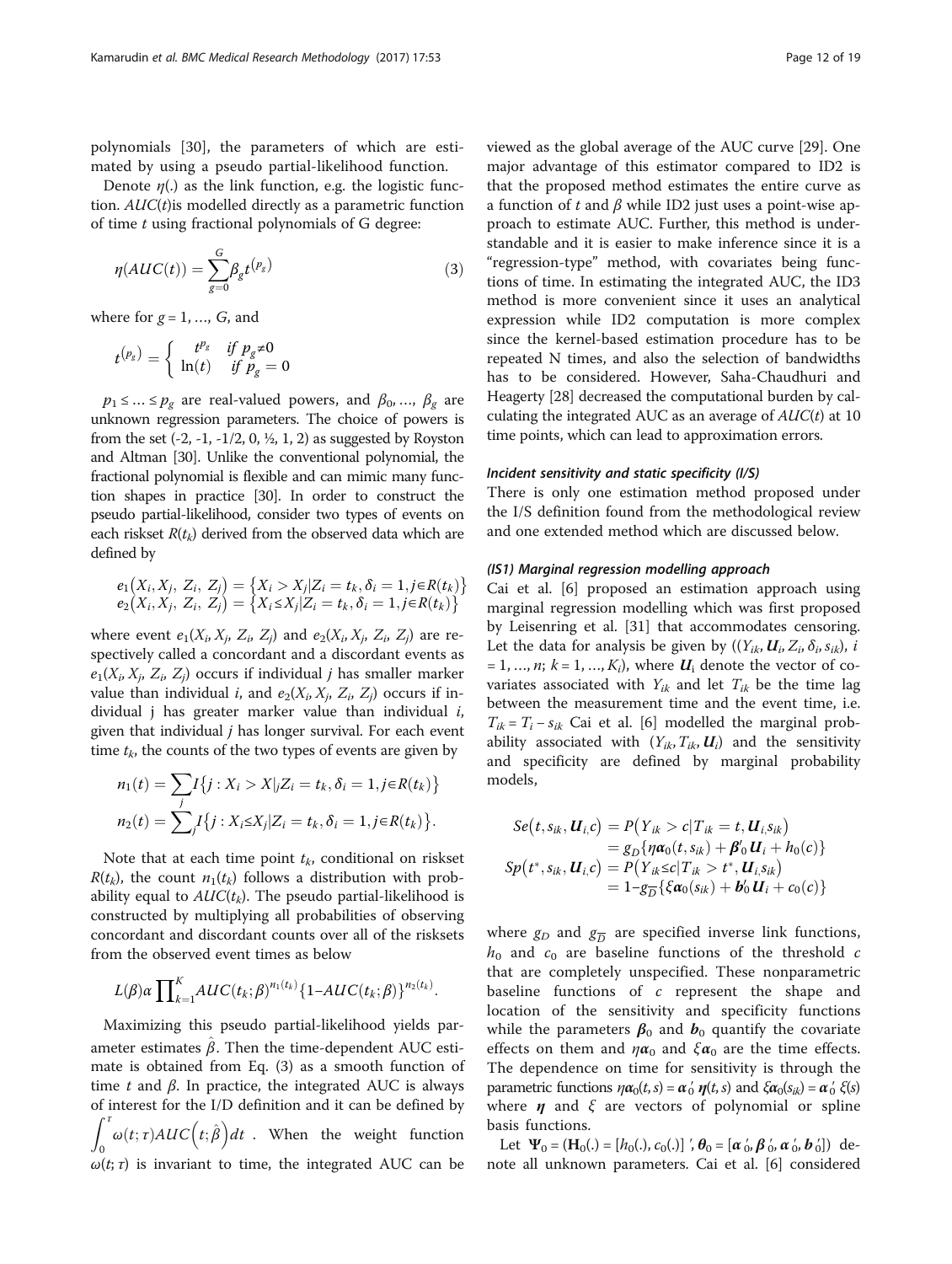polynomials [30], the parameters of which are estimated by using a pseudo partial-likelihood function.

Denote $\eta(.)$ as the link function, e.g. the logistic function. $AUC(t)$is modelled directly as a parametric function of time $t$ using fractional polynomials of G degree:

$$\eta(AUC(t)) = \sum_{g=0}^{G} \beta_g t^{(p_g)} \tag{3}$$

where for $g = 1, \ldots, G$, and

$$t^{(p_g)} = \begin{cases} t^{p_g} & \text{if } p_g \neq 0 \\ \ln(t) & \text{if } p_g = 0 \end{cases}$$

$p_1 \leq \ldots \leq p_g$ are real-valued powers, and $\beta_0, \ldots, \beta_g$ are unknown regression parameters. The choice of powers is from the set (-2, -1, -1/2, 0, ½, 1, 2) as suggested by Royston and Altman [30]. Unlike the conventional polynomial, the fractional polynomial is flexible and can mimic many function shapes in practice [30]. In order to construct the pseudo partial-likelihood, consider two types of events on each riskset $R(t_k)$ derived from the observed data which are defined by

$$\begin{aligned} e_1(X_i, X_j, Z_i, Z_j) &= \{X_i > X_j | Z_i = t_k, \delta_i = 1, j \in R(t_k)\} \\ e_2(X_i, X_j, Z_i, Z_j) &= \{X_i \leq X_j | Z_i = t_k, \delta_i = 1, j \in R(t_k)\} \end{aligned}$$

where event $e_1(X_i, X_j, Z_i, Z_j)$ and $e_2(X_i, X_j, Z_i, Z_j)$ are respectively called a concordant and a discordant events as $e_1(X_i, X_j, Z_i, Z_j)$ occurs if individual $j$ has smaller marker value than individual $i$, and $e_2(X_i, X_j, Z_i, Z_j)$ occurs if individual j has greater marker value than individual $i$, given that individual $j$ has longer survival. For each event time $t_k$, the counts of the two types of events are given by

$$\begin{aligned} n_1(t) &= \sum_j I\{j : X_i > X | Z_i = t_k, \delta_i = 1, j \in R(t_k)\} \\ n_2(t) &= \sum_j I\{j : X_i \leq X_j | Z_i = t_k, \delta_i = 1, j \in R(t_k)\}. \end{aligned}$$

Note that at each time point $t_k$, conditional on riskset $R(t_k)$, the count $n_1(t_k)$ follows a distribution with probability equal to $AUC(t_k)$. The pseudo partial-likelihood is constructed by multiplying all probabilities of observing concordant and discordant counts over all of the risksets from the observed event times as below

$$L(\beta) \alpha \prod_{k=1}^{K} AUC(t_k; \beta)^{n_1(t_k)} \{1 - AUC(t_k; \beta)\}^{n_2(t_k)}.$$

Maximizing this pseudo partial-likelihood yields parameter estimates $\hat{\beta}$. Then the time-dependent AUC estimate is obtained from Eq. (3) as a smooth function of time $t$ and $\beta$. In practice, the integrated AUC is always of interest for the I/D definition and it can be defined by $\int_0^{\tau} \omega(t; \tau) AUC(t; \hat{\beta}) dt$. When the weight function $\omega(t; \tau)$ is invariant to time, the integrated AUC can be viewed as the global average of the AUC curve [29]. One major advantage of this estimator compared to ID2 is that the proposed method estimates the entire curve as a function of $t$ and $\beta$ while ID2 just uses a point-wise approach to estimate AUC. Further, this method is understandable and it is easier to make inference since it is a "regression-type" method, with covariates being functions of time. In estimating the integrated AUC, the ID3 method is more convenient since it uses an analytical expression while ID2 computation is more complex since the kernel-based estimation procedure has to be repeated N times, and also the selection of bandwidths has to be considered. However, Saha-Chaudhuri and Heagerty [28] decreased the computational burden by calculating the integrated AUC as an average of $AUC(t)$ at 10 time points, which can lead to approximation errors.

#### *Incident sensitivity and static specificity (I/S)*

There is only one estimation method proposed under the I/S definition found from the methodological review and one extended method which are discussed below.

#### *(IS1) Marginal regression modelling approach*

Cai et al. [6] proposed an estimation approach using marginal regression modelling which was first proposed by Leisenring et al. [31] that accommodates censoring. Let the data for analysis be given by $((Y_{ik}, \boldsymbol{U}_i, Z_i, \delta_i, s_{ik})$, $i = 1, \ldots, n$; $k = 1, \ldots, K_i)$, where $\boldsymbol{U}_i$ denote the vector of covariates associated with $Y_{ik}$ and let $T_{ik}$ be the time lag between the measurement time and the event time, i.e. $T_{ik} = T_i - s_{ik}$ Cai et al. [6] modelled the marginal probability associated with $(Y_{ik}, T_{ik}, \boldsymbol{U}_i)$ and the sensitivity and specificity are defined by marginal probability models,

$$\begin{aligned} Se(t, s_{ik}, \boldsymbol{U}_i, c) &= P(Y_{ik} > c | T_{ik} = t, \boldsymbol{U}_i s_{ik}) \\ &= g_D\{\eta\boldsymbol{\alpha}_0(t, s_{ik}) + \boldsymbol{\beta}'_0 \boldsymbol{U}_i + h_0(c)\} \\ Sp(t^*, s_{ik}, \boldsymbol{U}_i, c) &= P(Y_{ik} \leq c | T_{ik} > t^*, \boldsymbol{U}_i s_{ik}) \\ &= 1 - g_{\overline{D}}\{\xi\boldsymbol{\alpha}_0(s_{ik}) + \boldsymbol{b}'_0 \boldsymbol{U}_i + c_0(c)\} \end{aligned}$$

where $g_D$ and $g_{\overline{D}}$ are specified inverse link functions, $h_0$ and $c_0$ are baseline functions of the threshold $c$ that are completely unspecified. These nonparametric baseline functions of $c$ represent the shape and location of the sensitivity and specificity functions while the parameters $\boldsymbol{\beta}_0$ and $\boldsymbol{b}_0$ quantify the covariate effects on them and $\eta\boldsymbol{\alpha}_0$ and $\xi\boldsymbol{\alpha}_0$ are the time effects. The dependence on time for sensitivity is through the parametric functions $\eta\boldsymbol{\alpha}_0(t, s) = \boldsymbol{\alpha}'_0 \boldsymbol{\eta}(t, s)$ and $\xi\boldsymbol{\alpha}_0(s_{ik}) = \boldsymbol{\alpha}'_0 \xi(s)$ where $\boldsymbol{\eta}$ and $\xi$ are vectors of polynomial or spline basis functions.

Let $\boldsymbol{\Psi}_0 = (\mathbf{H}_0(.) = [h_0(.), c_0(.)]', \boldsymbol{\theta}_0 = [\boldsymbol{\alpha}'_0, \boldsymbol{\beta}'_0, \boldsymbol{\alpha}'_0, \boldsymbol{b}'_0])$ denote all unknown parameters. Cai et al. [6] considered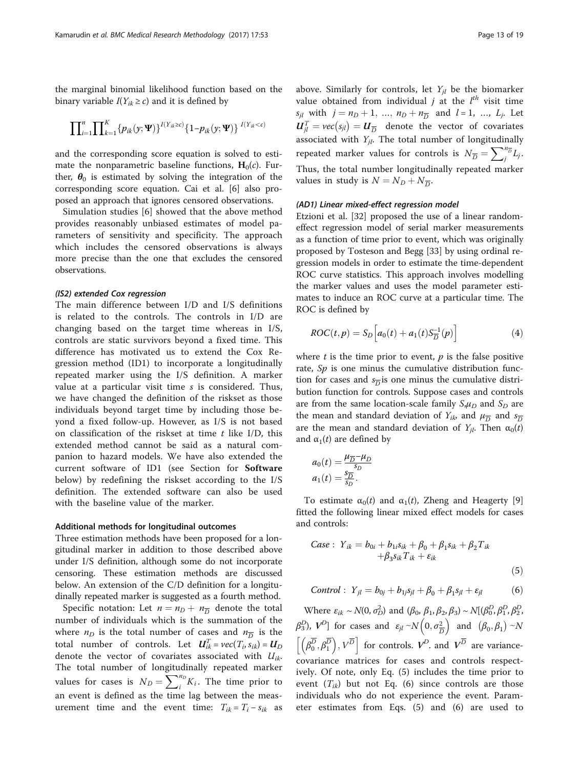the marginal binomial likelihood function based on the binary variable $I(Y_{ik} \geq c)$ and it is defined by

$$\prod_{i=1}^{n}\prod_{k=1}^{K}\{p_{ik}(y;\boldsymbol{\Psi})\}^{I(Y_{ik}\geq c)}\{1-p_{ik}(y;\boldsymbol{\Psi})\}^{I(Y_{ik}<c)}$$

and the corresponding score equation is solved to estimate the nonparametric baseline functions, $\mathbf{H}_0(c)$. Further, $\boldsymbol{\theta}_0$ is estimated by solving the integration of the corresponding score equation. Cai et al. [6] also proposed an approach that ignores censored observations.

Simulation studies [6] showed that the above method provides reasonably unbiased estimates of model parameters of sensitivity and specificity. The approach which includes the censored observations is always more precise than the one that excludes the censored observations.

#### *(IS2) extended Cox regression*

The main difference between I/D and I/S definitions is related to the controls. The controls in I/D are changing based on the target time whereas in I/S, controls are static survivors beyond a fixed time. This difference has motivated us to extend the Cox Regression method (ID1) to incorporate a longitudinally repeated marker using the I/S definition. A marker value at a particular visit time $s$ is considered. Thus, we have changed the definition of the riskset as those individuals beyond target time by including those beyond a fixed follow-up. However, as I/S is not based on classification of the riskset at time $t$ like I/D, this extended method cannot be said as a natural companion to hazard models. We have also extended the current software of ID1 (see Section for **Software** below) by redefining the riskset according to the I/S definition. The extended software can also be used with the baseline value of the marker.

### Additional methods for longitudinal outcomes

Three estimation methods have been proposed for a longitudinal marker in addition to those described above under I/S definition, although some do not incorporate censoring. These estimation methods are discussed below. An extension of the C/D definition for a longitudinally repeated marker is suggested as a fourth method.

Specific notation: Let $n = n_D + n_{\overline{D}}$ denote the total number of individuals which is the summation of the where $n_D$ is the total number of cases and $n_{\overline{D}}$ is the total number of controls. Let $\boldsymbol{U}_{ik}^T = vec(T_i, s_{ik}) = \boldsymbol{U}_D$ denote the vector of covariates associated with $U_{ik}$. The total number of longitudinally repeated marker values for cases is $N_D = \sum_i^{n_D} K_i$. The time prior to an event is defined as the time lag between the measurement time and the event time: $T_{ik} = T_i - s_{ik}$ as above. Similarly for controls, let $Y_{jl}$ be the biomarker value obtained from individual $j$ at the $l^{th}$ visit time $s_{jl}$ with $j = n_D + 1, \ldots, n_D + n_{\overline{D}}$ and $l = 1, \ldots, L_j$. Let $\boldsymbol{U}_{jl}^T = vec(s_{jl}) = \boldsymbol{U}_{\overline{D}}$ denote the vector of covariates associated with $Y_{jl}$. The total number of longitudinally repeated marker values for controls is $N_{\overline{D}} = \sum_j^{n_{\overline{D}}} L_j$. Thus, the total number longitudinally repeated marker values in study is $N = N_D + N_{\overline{D}}$.

#### *(AD1) Linear mixed-effect regression model*

Etzioni et al. [32] proposed the use of a linear random-effect regression model of serial marker measurements as a function of time prior to event, which was originally proposed by Tosteson and Begg [33] by using ordinal regression models in order to estimate the time-dependent ROC curve statistics. This approach involves modelling the marker values and uses the model parameter estimates to induce an ROC curve at a particular time. The ROC is defined by

$$ROC(t,p) = S_D\left[a_0(t) + a_1(t)S_{\overline{D}}^{-1}(p)\right] \tag{4}$$

where $t$ is the time prior to event, $p$ is the false positive rate, $Sp$ is one minus the cumulative distribution function for cases and $s_{\overline{D}}$ is one minus the cumulative distribution function for controls. Suppose cases and controls are from the same location-scale family $S$,$\mu_D$ and $S_D$ are the mean and standard deviation of $Y_{ik}$, and $\mu_{\overline{D}}$ and $s_{\overline{D}}$ are the mean and standard deviation of $Y_{jl}$. Then $\alpha_0(t)$ and $\alpha_1(t)$ are defined by

$$a_0(t) = \frac{\mu_{\overline{D}} - \mu_D}{s_D}$$
$$a_1(t) = \frac{s_{\overline{D}}}{s_D}.$$

To estimate $\alpha_0(t)$ and $\alpha_1(t)$, Zheng and Heagerty [9] fitted the following linear mixed effect models for cases and controls:

$$Case: \; Y_{ik} = b_{0i} + b_{1i}s_{ik} + \beta_0 + \beta_1 s_{ik} + \beta_2 T_{ik} + \beta_3 s_{ik} T_{ik} + \varepsilon_{ik} \tag{5}$$

$$Control: \; Y_{jl} = b_{0j} + b_{1j}s_{jl} + \beta_0 + \beta_1 s_{jl} + \varepsilon_{jl} \tag{6}$$

Where $\varepsilon_{ik} \sim N(0, \sigma_D^2)$ and $(\beta_0, \beta_1, \beta_2, \beta_3) \sim N[(\beta_0^D, \beta_1^D, \beta_2^D, \beta_3^D), \boldsymbol{V}^D]$ for cases and $\varepsilon_{jl} \sim N\left(0, \sigma_{\overline{D}}^2\right)$ and $(\beta_0, \beta_1) \sim N\left[\left(\beta_0^{\overline{D}}, \beta_1^{\overline{D}}\right), V^{\overline{D}}\right]$ for controls. $\boldsymbol{V}^D$. and $\boldsymbol{V}^{\overline{D}}$ are variance-covariance matrices for cases and controls respectively. Of note, only Eq. (5) includes the time prior to event ($T_{ik}$) but not Eq. (6) since controls are those individuals who do not experience the event. Parameter estimates from Eqs. (5) and (6) are used to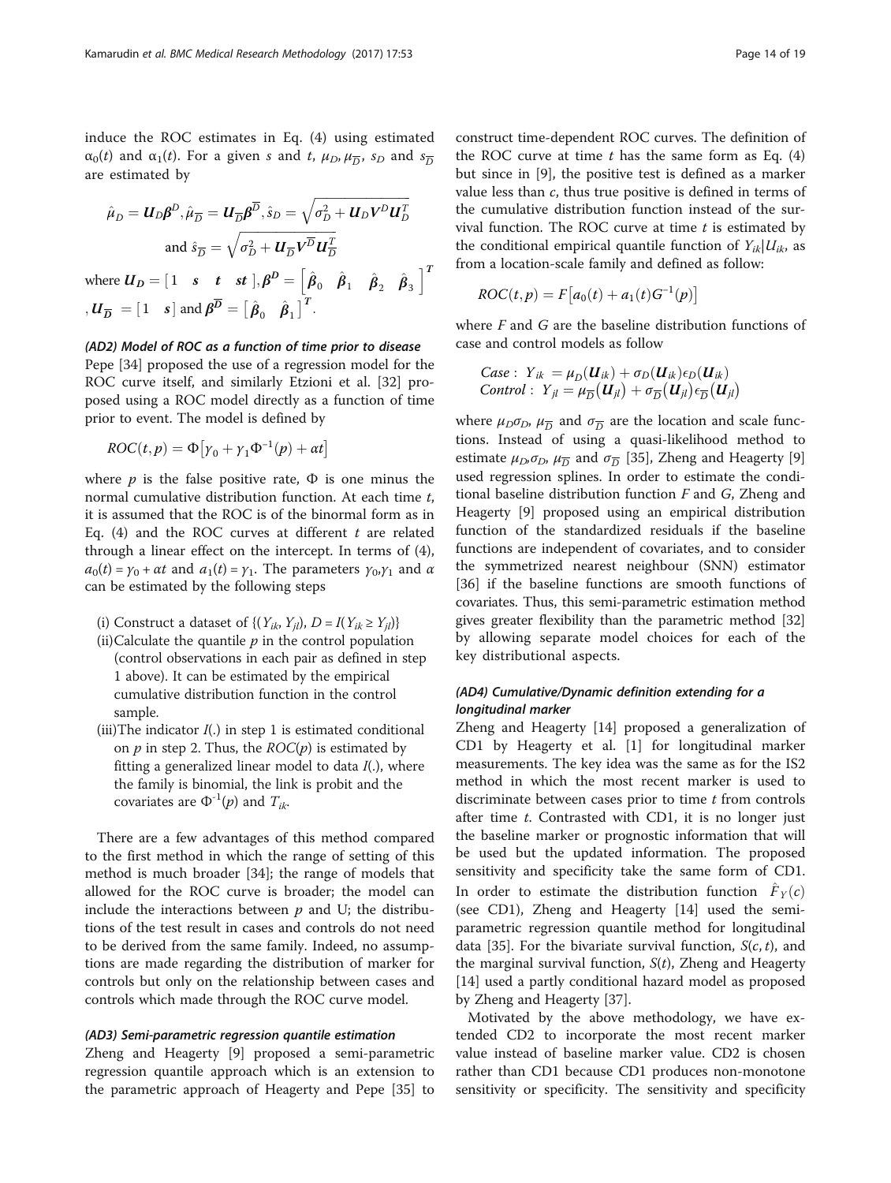induce the ROC estimates in Eq. (4) using estimated $\alpha_0(t)$ and $\alpha_1(t)$. For a given $s$ and $t$, $\mu_D, \mu_{\overline{D}}$, $s_D$ and $s_{\overline{D}}$ are estimated by

$$\hat{\mu}_D = \boldsymbol{U}_D\boldsymbol{\beta}^D, \hat{\mu}_{\overline{D}} = \boldsymbol{U}_{\overline{D}}\boldsymbol{\beta}^{\overline{D}}, \hat{s}_D = \sqrt{\sigma_D^2 + \boldsymbol{U}_D\boldsymbol{V}^D\boldsymbol{U}_D^T}$$

$$\text{and } \hat{s}_{\overline{D}} = \sqrt{\sigma_D^2 + \boldsymbol{U}_{\overline{D}}\boldsymbol{V}^{\overline{D}}\boldsymbol{U}_{\overline{D}}^T}$$

where $\boldsymbol{U_D} = [1 \quad s \quad t \quad st\,], \boldsymbol{\beta^D} = \left[\hat{\boldsymbol{\beta}}_0 \quad \hat{\boldsymbol{\beta}}_1 \quad \hat{\boldsymbol{\beta}}_2 \quad \hat{\boldsymbol{\beta}}_3\right]^T$, $\boldsymbol{U}_{\overline{D}} = [1 \quad s]$ and $\boldsymbol{\beta}^{\overline{D}} = \left[\hat{\boldsymbol{\beta}}_0 \quad \hat{\boldsymbol{\beta}}_1\right]^T$.

#### *(AD2) Model of ROC as a function of time prior to disease*

Pepe [34] proposed the use of a regression model for the ROC curve itself, and similarly Etzioni et al. [32] proposed using a ROC model directly as a function of time prior to event. The model is defined by

$$ROC(t,p) = \Phi\left[\gamma_0 + \gamma_1\Phi^{-1}(p) + \alpha t\right]$$

where $p$ is the false positive rate, $\Phi$ is one minus the normal cumulative distribution function. At each time $t$, it is assumed that the ROC is of the binormal form as in Eq. (4) and the ROC curves at different $t$ are related through a linear effect on the intercept. In terms of (4), $a_0(t) = \gamma_0 + \alpha t$ and $a_1(t) = \gamma_1$. The parameters $\gamma_0$,$\gamma_1$ and $\alpha$ can be estimated by the following steps

(i) Construct a dataset of $\{(Y_{ik}, Y_{jl}), D = I(Y_{ik} \geq Y_{jl})\}$

(ii) Calculate the quantile $p$ in the control population (control observations in each pair as defined in step 1 above). It can be estimated by the empirical cumulative distribution function in the control sample.

(iii) The indicator $I(.)$ in step 1 is estimated conditional on $p$ in step 2. Thus, the $ROC(p)$ is estimated by fitting a generalized linear model to data $I(.)$, where the family is binomial, the link is probit and the covariates are $\Phi^{-1}(p)$ and $T_{ik}$.

There are a few advantages of this method compared to the first method in which the range of setting of this method is much broader [34]; the range of models that allowed for the ROC curve is broader; the model can include the interactions between $p$ and U; the distributions of the test result in cases and controls do not need to be derived from the same family. Indeed, no assumptions are made regarding the distribution of marker for controls but only on the relationship between cases and controls which made through the ROC curve model.

#### *(AD3) Semi-parametric regression quantile estimation*

Zheng and Heagerty [9] proposed a semi-parametric regression quantile approach which is an extension to the parametric approach of Heagerty and Pepe [35] to construct time-dependent ROC curves. The definition of the ROC curve at time $t$ has the same form as Eq. (4) but since in [9], the positive test is defined as a marker value less than $c$, thus true positive is defined in terms of the cumulative distribution function instead of the survival function. The ROC curve at time $t$ is estimated by the conditional empirical quantile function of $Y_{ik}|U_{ik}$, as from a location-scale family and defined as follow:

$$ROC(t,p) = F\left[a_0(t) + a_1(t)G^{-1}(p)\right]$$

where $F$ and $G$ are the baseline distribution functions of case and control models as follow

$$\begin{aligned} Case: \ Y_{ik} &= \mu_D(\boldsymbol{U}_{ik}) + \sigma_D(\boldsymbol{U}_{ik})\epsilon_D(\boldsymbol{U}_{ik}) \\ Control: \ Y_{jl} &= \mu_{\overline{D}}(\boldsymbol{U}_{jl}) + \sigma_{\overline{D}}(\boldsymbol{U}_{jl})\epsilon_{\overline{D}}(\boldsymbol{U}_{jl}) \end{aligned}$$

where $\mu_D \sigma_D$, $\mu_{\overline{D}}$ and $\sigma_{\overline{D}}$ are the location and scale functions. Instead of using a quasi-likelihood method to estimate $\mu_D$,$\sigma_D$, $\mu_{\overline{D}}$ and $\sigma_{\overline{D}}$ [35], Zheng and Heagerty [9] used regression splines. In order to estimate the conditional baseline distribution function $F$ and $G$, Zheng and Heagerty [9] proposed using an empirical distribution function of the standardized residuals if the baseline functions are independent of covariates, and to consider the symmetrized nearest neighbour (SNN) estimator [36] if the baseline functions are smooth functions of covariates. Thus, this semi-parametric estimation method gives greater flexibility than the parametric method [32] by allowing separate model choices for each of the key distributional aspects.

#### *(AD4) Cumulative/Dynamic definition extending for a longitudinal marker*

Zheng and Heagerty [14] proposed a generalization of CD1 by Heagerty et al. [1] for longitudinal marker measurements. The key idea was the same as for the IS2 method in which the most recent marker is used to discriminate between cases prior to time $t$ from controls after time $t$. Contrasted with CD1, it is no longer just the baseline marker or prognostic information that will be used but the updated information. The proposed sensitivity and specificity take the same form of CD1. In order to estimate the distribution function $\hat{F}_Y(c)$ (see CD1), Zheng and Heagerty [14] used the semi-parametric regression quantile method for longitudinal data [35]. For the bivariate survival function, $S(c, t)$, and the marginal survival function, $S(t)$, Zheng and Heagerty [14] used a partly conditional hazard model as proposed by Zheng and Heagerty [37].

Motivated by the above methodology, we have extended CD2 to incorporate the most recent marker value instead of baseline marker value. CD2 is chosen rather than CD1 because CD1 produces non-monotone sensitivity or specificity. The sensitivity and specificity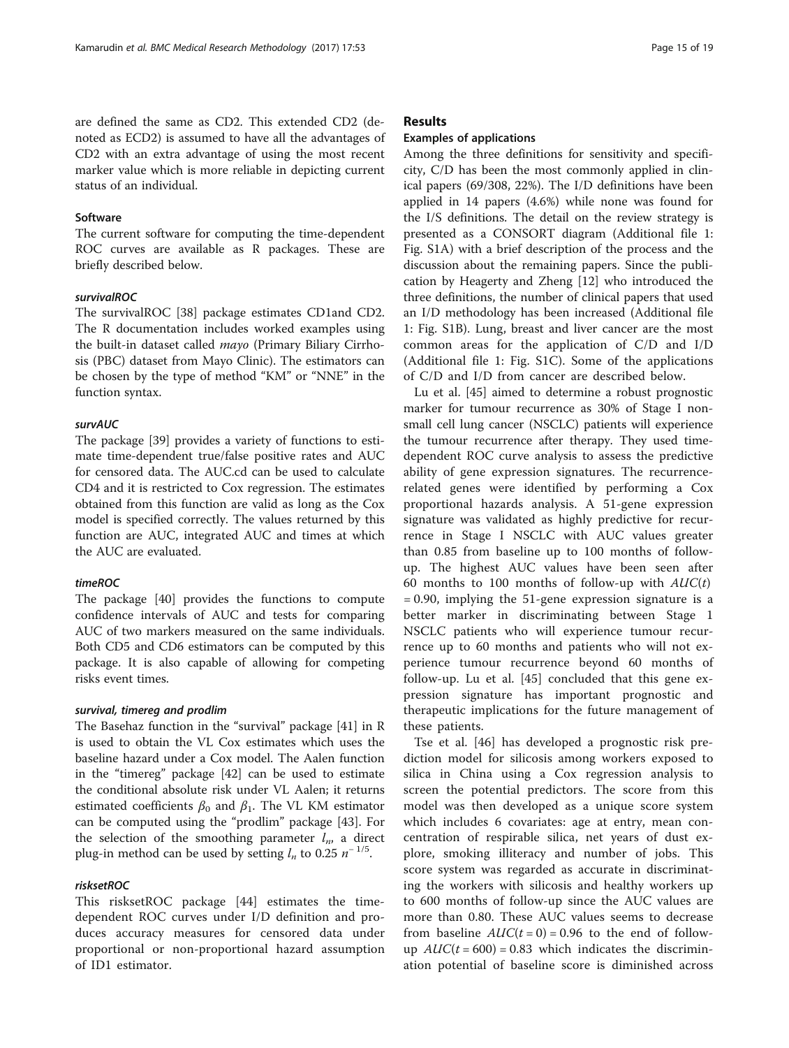are defined the same as CD2. This extended CD2 (denoted as ECD2) is assumed to have all the advantages of CD2 with an extra advantage of using the most recent marker value which is more reliable in depicting current status of an individual.

### Software

The current software for computing the time-dependent ROC curves are available as R packages. These are briefly described below.

#### *survivalROC*

The survivalROC [38] package estimates CD1and CD2. The R documentation includes worked examples using the built-in dataset called *mayo* (Primary Biliary Cirrhosis (PBC) dataset from Mayo Clinic). The estimators can be chosen by the type of method "KM" or "NNE" in the function syntax.

#### *survAUC*

The package [39] provides a variety of functions to estimate time-dependent true/false positive rates and AUC for censored data. The AUC.cd can be used to calculate CD4 and it is restricted to Cox regression. The estimates obtained from this function are valid as long as the Cox model is specified correctly. The values returned by this function are AUC, integrated AUC and times at which the AUC are evaluated.

#### *timeROC*

The package [40] provides the functions to compute confidence intervals of AUC and tests for comparing AUC of two markers measured on the same individuals. Both CD5 and CD6 estimators can be computed by this package. It is also capable of allowing for competing risks event times.

#### *survival, timereg and prodlim*

The Basehaz function in the "survival" package [41] in R is used to obtain the VL Cox estimates which uses the baseline hazard under a Cox model. The Aalen function in the "timereg" package [42] can be used to estimate the conditional absolute risk under VL Aalen; it returns estimated coefficients $\beta_0$ and $\beta_1$. The VL KM estimator can be computed using the "prodlim" package [43]. For the selection of the smoothing parameter $l_n$, a direct plug-in method can be used by setting $l_n$ to 0.25 $n^{-1/5}$.

#### *risksetROC*

This risksetROC package [44] estimates the time-dependent ROC curves under I/D definition and produces accuracy measures for censored data under proportional or non-proportional hazard assumption of ID1 estimator.

## Results

### Examples of applications

Among the three definitions for sensitivity and specificity, C/D has been the most commonly applied in clinical papers (69/308, 22%). The I/D definitions have been applied in 14 papers (4.6%) while none was found for the I/S definitions. The detail on the review strategy is presented as a CONSORT diagram (Additional file 1: Fig. S1A) with a brief description of the process and the discussion about the remaining papers. Since the publication by Heagerty and Zheng [12] who introduced the three definitions, the number of clinical papers that used an I/D methodology has been increased (Additional file 1: Fig. S1B). Lung, breast and liver cancer are the most common areas for the application of C/D and I/D (Additional file 1: Fig. S1C). Some of the applications of C/D and I/D from cancer are described below.

Lu et al. [45] aimed to determine a robust prognostic marker for tumour recurrence as 30% of Stage I non-small cell lung cancer (NSCLC) patients will experience the tumour recurrence after therapy. They used time-dependent ROC curve analysis to assess the predictive ability of gene expression signatures. The recurrence-related genes were identified by performing a Cox proportional hazards analysis. A 51-gene expression signature was validated as highly predictive for recurrence in Stage I NSCLC with AUC values greater than 0.85 from baseline up to 100 months of follow-up. The highest AUC values have been seen after 60 months to 100 months of follow-up with $AUC(t) = 0.90$, implying the 51-gene expression signature is a better marker in discriminating between Stage 1 NSCLC patients who will experience tumour recurrence up to 60 months and patients who will not experience tumour recurrence beyond 60 months of follow-up. Lu et al. [45] concluded that this gene expression signature has important prognostic and therapeutic implications for the future management of these patients.

Tse et al. [46] has developed a prognostic risk prediction model for silicosis among workers exposed to silica in China using a Cox regression analysis to screen the potential predictors. The score from this model was then developed as a unique score system which includes 6 covariates: age at entry, mean concentration of respirable silica, net years of dust explore, smoking illiteracy and number of jobs. This score system was regarded as accurate in discriminating the workers with silicosis and healthy workers up to 600 months of follow-up since the AUC values are more than 0.80. These AUC values seems to decrease from baseline $AUC(t = 0) = 0.96$ to the end of follow-up $AUC(t = 600) = 0.83$ which indicates the discrimination potential of baseline score is diminished across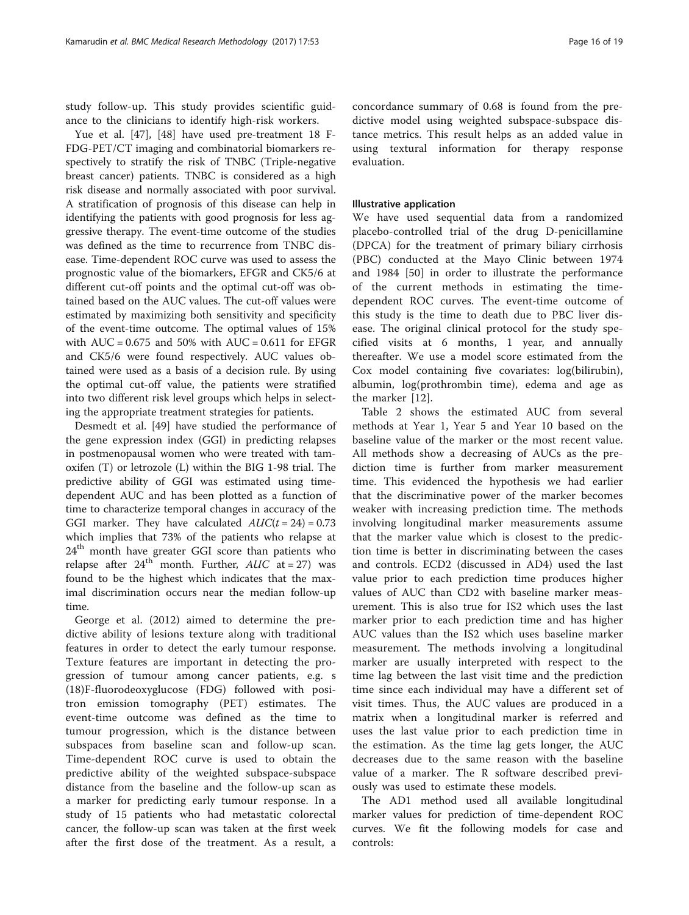study follow-up. This study provides scientific guidance to the clinicians to identify high-risk workers.

Yue et al. [47], [48] have used pre-treatment 18 F-FDG-PET/CT imaging and combinatorial biomarkers respectively to stratify the risk of TNBC (Triple-negative breast cancer) patients. TNBC is considered as a high risk disease and normally associated with poor survival. A stratification of prognosis of this disease can help in identifying the patients with good prognosis for less aggressive therapy. The event-time outcome of the studies was defined as the time to recurrence from TNBC disease. Time-dependent ROC curve was used to assess the prognostic value of the biomarkers, EGFR and CK5/6 at different cut-off points and the optimal cut-off was obtained based on the AUC values. The cut-off values were estimated by maximizing both sensitivity and specificity of the event-time outcome. The optimal values of 15% with AUC = 0.675 and 50% with AUC = 0.611 for EGFR and CK5/6 were found respectively. AUC values obtained were used as a basis of a decision rule. By using the optimal cut-off value, the patients were stratified into two different risk level groups which helps in selecting the appropriate treatment strategies for patients.

Desmedt et al. [49] have studied the performance of the gene expression index (GGI) in predicting relapses in postmenopausal women who were treated with tamoxifen (T) or letrozole (L) within the BIG 1-98 trial. The predictive ability of GGI was estimated using time-dependent AUC and has been plotted as a function of time to characterize temporal changes in accuracy of the GGI marker. They have calculated $AUC(t = 24) = 0.73$ which implies that 73% of the patients who relapse at $24^{th}$ month have greater GGI score than patients who relapse after $24^{th}$ month. Further, $AUC$ at = 27) was found to be the highest which indicates that the maximal discrimination occurs near the median follow-up time.

George et al. (2012) aimed to determine the predictive ability of lesions texture along with traditional features in order to detect the early tumour response. Texture features are important in detecting the progression of tumour among cancer patients, e.g. s (18)F-fluorodeoxyglucose (FDG) followed with positron emission tomography (PET) estimates. The event-time outcome was defined as the time to tumour progression, which is the distance between subspaces from baseline scan and follow-up scan. Time-dependent ROC curve is used to obtain the predictive ability of the weighted subspace-subspace distance from the baseline and the follow-up scan as a marker for predicting early tumour response. In a study of 15 patients who had metastatic colorectal cancer, the follow-up scan was taken at the first week after the first dose of the treatment. As a result, a concordance summary of 0.68 is found from the predictive model using weighted subspace-subspace distance metrics. This result helps as an added value in using textural information for therapy response evaluation.

#### Illustrative application

We have used sequential data from a randomized placebo-controlled trial of the drug D-penicillamine (DPCA) for the treatment of primary biliary cirrhosis (PBC) conducted at the Mayo Clinic between 1974 and 1984 [50] in order to illustrate the performance of the current methods in estimating the time-dependent ROC curves. The event-time outcome of this study is the time to death due to PBC liver disease. The original clinical protocol for the study specified visits at 6 months, 1 year, and annually thereafter. We use a model score estimated from the Cox model containing five covariates: log(bilirubin), albumin, log(prothrombin time), edema and age as the marker [12].

Table 2 shows the estimated AUC from several methods at Year 1, Year 5 and Year 10 based on the baseline value of the marker or the most recent value. All methods show a decreasing of AUCs as the prediction time is further from marker measurement time. This evidenced the hypothesis we had earlier that the discriminative power of the marker becomes weaker with increasing prediction time. The methods involving longitudinal marker measurements assume that the marker value which is closest to the prediction time is better in discriminating between the cases and controls. ECD2 (discussed in AD4) used the last value prior to each prediction time produces higher values of AUC than CD2 with baseline marker measurement. This is also true for IS2 which uses the last marker prior to each prediction time and has higher AUC values than the IS2 which uses baseline marker measurement. The methods involving a longitudinal marker are usually interpreted with respect to the time lag between the last visit time and the prediction time since each individual may have a different set of visit times. Thus, the AUC values are produced in a matrix when a longitudinal marker is referred and uses the last value prior to each prediction time in the estimation. As the time lag gets longer, the AUC decreases due to the same reason with the baseline value of a marker. The R software described previously was used to estimate these models.

The AD1 method used all available longitudinal marker values for prediction of time-dependent ROC curves. We fit the following models for case and controls: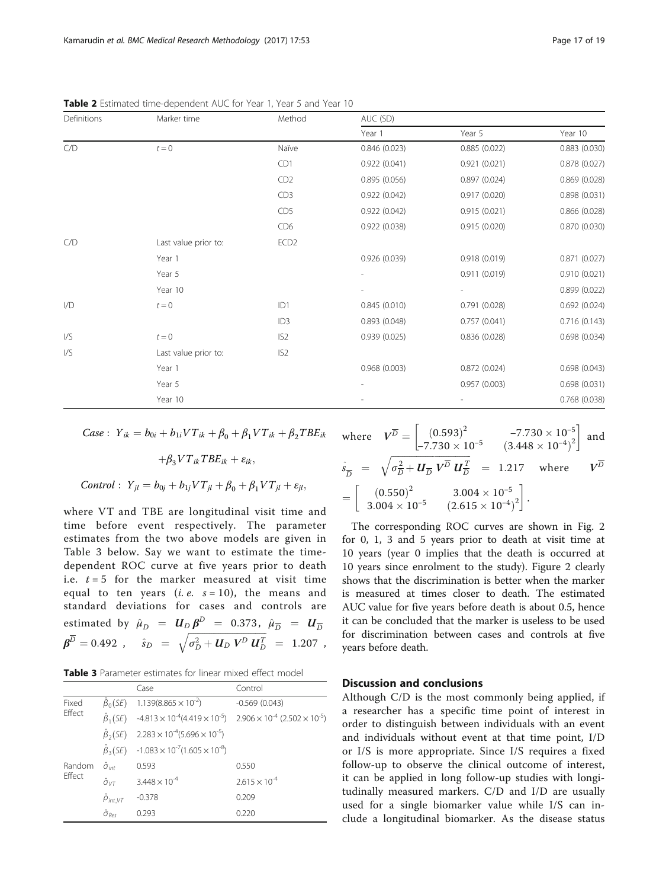**Table 2** Estimated time-dependent AUC for Year 1, Year 5 and Year 10

| Definitions | Marker time | Method | AUC (SD) | | |
|---|---|---|---|---|---|
| | | | Year 1 | Year 5 | Year 10 |
| C/D | $t = 0$ | Naïve | 0.846 (0.023) | 0.885 (0.022) | 0.883 (0.030) |
| | | CD1 | 0.922 (0.041) | 0.921 (0.021) | 0.878 (0.027) |
| | | CD2 | 0.895 (0.056) | 0.897 (0.024) | 0.869 (0.028) |
| | | CD3 | 0.922 (0.042) | 0.917 (0.020) | 0.898 (0.031) |
| | | CD5 | 0.922 (0.042) | 0.915 (0.021) | 0.866 (0.028) |
| | | CD6 | 0.922 (0.038) | 0.915 (0.020) | 0.870 (0.030) |
| C/D | Last value prior to: | ECD2 | | | |
| | Year 1 | | 0.926 (0.039) | 0.918 (0.019) | 0.871 (0.027) |
| | Year 5 | | - | 0.911 (0.019) | 0.910 (0.021) |
| | Year 10 | | - | - | 0.899 (0.022) |
| I/D | $t = 0$ | ID1 | 0.845 (0.010) | 0.791 (0.028) | 0.692 (0.024) |
| | | ID3 | 0.893 (0.048) | 0.757 (0.041) | 0.716 (0.143) |
| I/S | $t = 0$ | IS2 | 0.939 (0.025) | 0.836 (0.028) | 0.698 (0.034) |
| I/S | Last value prior to: | IS2 | | | |
| | Year 1 | | 0.968 (0.003) | 0.872 (0.024) | 0.698 (0.043) |
| | Year 5 | | - | 0.957 (0.003) | 0.698 (0.031) |
| | Year 10 | | - | - | 0.768 (0.038) |

$$Case: \; Y_{ik} = b_{0i} + b_{1i}VT_{ik} + \beta_0 + \beta_1 VT_{ik} + \beta_2 TBE_{ik} + \beta_3 VT_{ik}TBE_{ik} + \varepsilon_{ik},$$

$$Control: \; Y_{jl} = b_{0j} + b_{1j}VT_{jl} + \beta_0 + \beta_1 VT_{jl} + \varepsilon_{jl},$$

where VT and TBE are longitudinal visit time and time before event respectively. The parameter estimates from the two above models are given in Table 3 below. Say we want to estimate the time-dependent ROC curve at five years prior to death i.e. $t = 5$ for the marker measured at visit time equal to ten years (*i.e.* $s = 10$), the means and standard deviations for cases and controls are estimated by $\hat{\mu}_D = \boldsymbol{U}_D \boldsymbol{\beta}^D = 0.373$, $\hat{\mu}_{\overline{D}} = \boldsymbol{U}_{\overline{D}} \boldsymbol{\beta}^{\overline{D}} = 0.492$, $\hat{s}_D = \sqrt{\sigma_D^2 + \boldsymbol{U}_D \boldsymbol{V}^D \boldsymbol{U}_D^T} = 1.207$, where $\boldsymbol{V}^{\overline{D}} = \begin{bmatrix} (0.593)^2 & -7.730 \times 10^{-5} \\ -7.730 \times 10^{-5} & (3.448 \times 10^{-4})^2 \end{bmatrix}$ and $\hat{s}_{\overline{D}} = \sqrt{\sigma_{\overline{D}}^2 + \boldsymbol{U}_{\overline{D}} \boldsymbol{V}^{\overline{D}} \boldsymbol{U}_{\overline{D}}^T} = 1.217$ where $\boldsymbol{V}^{\overline{D}} = \begin{bmatrix} (0.550)^2 & 3.004 \times 10^{-5} \\ 3.004 \times 10^{-5} & (2.615 \times 10^{-4})^2 \end{bmatrix}$.

**Table 3** Parameter estimates for linear mixed effect model

| | | Case | Control |
|---|---|---|---|
| Fixed Effect | $\hat{\beta}_0(SE)$ | $1.139(8.865 \times 10^{-2})$ | -0.569 (0.043) |
| | $\hat{\beta}_1(SE)$ | $-4.813 \times 10^{-4}(4.419 \times 10^{-5})$ | $2.906 \times 10^{-4}$ $(2.502 \times 10^{-5})$ |
| | $\hat{\beta}_2(SE)$ | $2.283 \times 10^{-4}(5.696 \times 10^{-5})$ | |
| | $\hat{\beta}_3(SE)$ | $-1.083 \times 10^{-7}(1.605 \times 10^{-8})$ | |
| Random Effect | $\hat{\sigma}_{int}$ | 0.593 | 0.550 |
| | $\hat{\sigma}_{VT}$ | $3.448 \times 10^{-4}$ | $2.615 \times 10^{-4}$ |
| | $\hat{\rho}_{int,VT}$ | -0.378 | 0.209 |
| | $\hat{\sigma}_{Res}$ | 0.293 | 0.220 |

The corresponding ROC curves are shown in Fig. 2 for 0, 1, 3 and 5 years prior to death at visit time at 10 years (year 0 implies that the death is occurred at 10 years since enrolment to the study). Figure 2 clearly shows that the discrimination is better when the marker is measured at times closer to death. The estimated AUC value for five years before death is about 0.5, hence it can be concluded that the marker is useless to be used for discrimination between cases and controls at five years before death.

## Discussion and conclusions

Although C/D is the most commonly being applied, if a researcher has a specific time point of interest in order to distinguish between individuals with an event and individuals without event at that time point, I/D or I/S is more appropriate. Since I/S requires a fixed follow-up to observe the clinical outcome of interest, it can be applied in long follow-up studies with longitudinally measured markers. C/D and I/D are usually used for a single biomarker value while I/S can include a longitudinal biomarker. As the disease status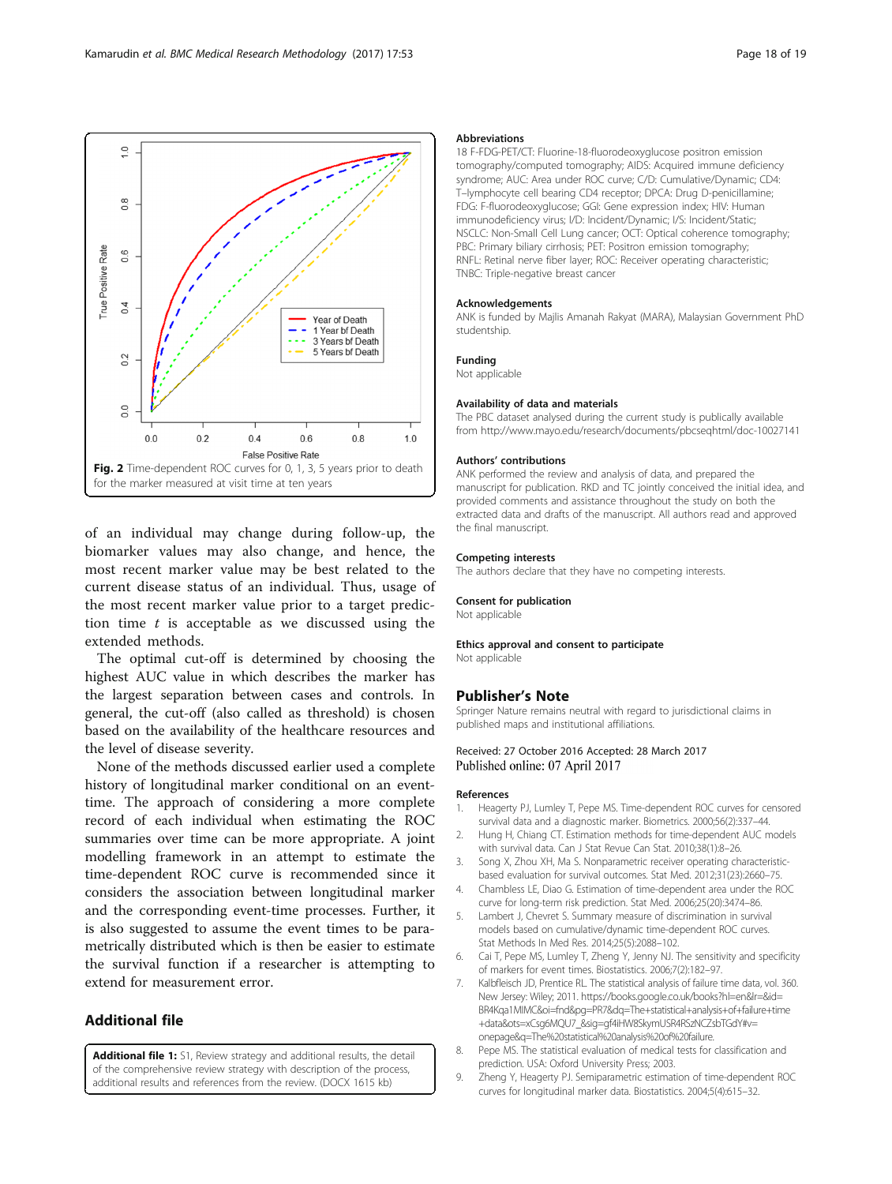Fig. 2 Time-dependent ROC curves for 0, 1, 3, 5 years prior to death for the marker measured at visit time at ten years

of an individual may change during follow-up, the biomarker values may also change, and hence, the most recent marker value may be best related to the current disease status of an individual. Thus, usage of the most recent marker value prior to a target prediction time $t$ is acceptable as we discussed using the extended methods.

The optimal cut-off is determined by choosing the highest AUC value in which describes the marker has the largest separation between cases and controls. In general, the cut-off (also called as threshold) is chosen based on the availability of the healthcare resources and the level of disease severity.

None of the methods discussed earlier used a complete history of longitudinal marker conditional on an event-time. The approach of considering a more complete record of each individual when estimating the ROC summaries over time can be more appropriate. A joint modelling framework in an attempt to estimate the time-dependent ROC curve is recommended since it considers the association between longitudinal marker and the corresponding event-time processes. Further, it is also suggested to assume the event times to be parametrically distributed which is then be easier to estimate the survival function if a researcher is attempting to extend for measurement error.

## Additional file

**Additional file 1:** S1, Review strategy and additional results, the detail of the comprehensive review strategy with description of the process, additional results and references from the review. (DOCX 1615 kb)

### Abbreviations

18 F-FDG-PET/CT: Fluorine-18-fluorodeoxyglucose positron emission tomography/computed tomography; AIDS: Acquired immune deficiency syndrome; AUC: Area under ROC curve; C/D: Cumulative/Dynamic; CD4: T–lymphocyte cell bearing CD4 receptor; DPCA: Drug D-penicillamine; FDG: F-fluorodeoxyglucose; GGI: Gene expression index; HIV: Human immunodeficiency virus; I/D: Incident/Dynamic; I/S: Incident/Static; NSCLC: Non-Small Cell Lung cancer; OCT: Optical coherence tomography; PBC: Primary biliary cirrhosis; PET: Positron emission tomography; RNFL: Retinal nerve fiber layer; ROC: Receiver operating characteristic; TNBC: Triple-negative breast cancer

### Acknowledgements

ANK is funded by Majlis Amanah Rakyat (MARA), Malaysian Government PhD studentship.

### Funding

Not applicable

### Availability of data and materials

The PBC dataset analysed during the current study is publically available from http://www.mayo.edu/research/documents/pbcseqhtml/doc-10027141

### Authors' contributions

ANK performed the review and analysis of data, and prepared the manuscript for publication. RKD and TC jointly conceived the initial idea, and provided comments and assistance throughout the study on both the extracted data and drafts of the manuscript. All authors read and approved the final manuscript.

### Competing interests

The authors declare that they have no competing interests.

### Consent for publication

Not applicable

### Ethics approval and consent to participate

Not applicable

## Publisher's Note

Springer Nature remains neutral with regard to jurisdictional claims in published maps and institutional affiliations.

Received: 27 October 2016 Accepted: 28 March 2017
Published online: 07 April 2017

### References

1. Heagerty PJ, Lumley T, Pepe MS. Time-dependent ROC curves for censored survival data and a diagnostic marker. Biometrics. 2000;56(2):337–44.
2. Hung H, Chiang CT. Estimation methods for time-dependent AUC models with survival data. Can J Stat Revue Can Stat. 2010;38(1):8–26.
3. Song X, Zhou XH, Ma S. Nonparametric receiver operating characteristic-based evaluation for survival outcomes. Stat Med. 2012;31(23):2660–75.
4. Chambless LE, Diao G. Estimation of time-dependent area under the ROC curve for long-term risk prediction. Stat Med. 2006;25(20):3474–86.
5. Lambert J, Chevret S. Summary measure of discrimination in survival models based on cumulative/dynamic time-dependent ROC curves. Stat Methods In Med Res. 2014;25(5):2088–102.
6. Cai T, Pepe MS, Lumley T, Zheng Y, Jenny NJ. The sensitivity and specificity of markers for event times. Biostatistics. 2006;7(2):182–97.
7. Kalbfleisch JD, Prentice RL. The statistical analysis of failure time data, vol. 360. New Jersey: Wiley; 2011. https://books.google.co.uk/books?hl=en&lr=&id=BR4Kqa1MlMC&oi=fnd&pg=PR7&dq=The+statistical+analysis+of+failure+time+data&ots=xCsg6MQU7_&sig=gf4iHW8SkymUSR4RSzNCZsbTGdY#v=onepage&q=The%20statistical%20analysis%20of%20failure.
8. Pepe MS. The statistical evaluation of medical tests for classification and prediction. USA: Oxford University Press; 2003.
9. Zheng Y, Heagerty PJ. Semiparametric estimation of time-dependent ROC curves for longitudinal marker data. Biostatistics. 2004;5(4):615–32.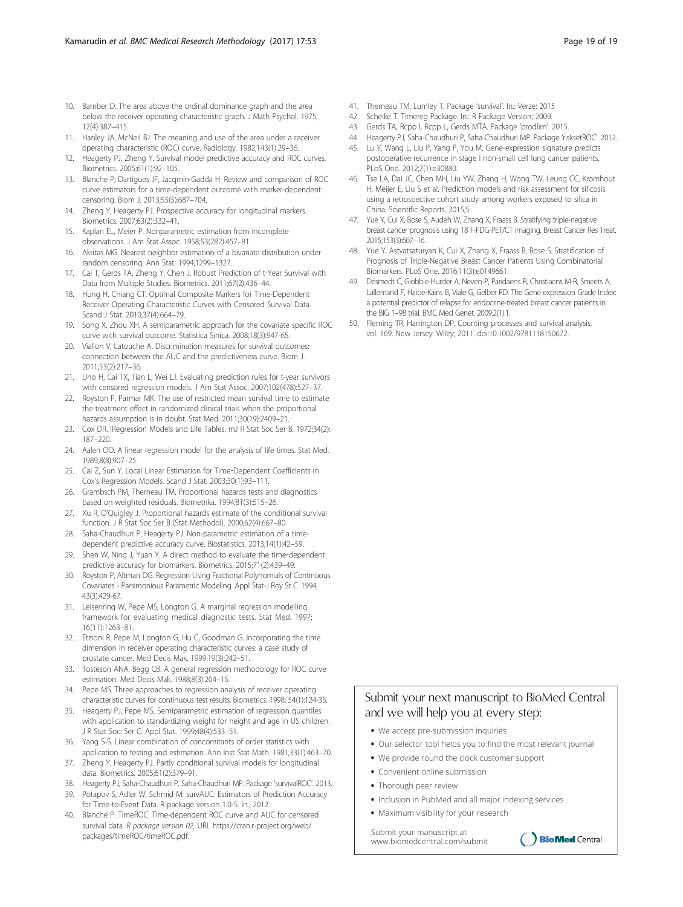10. Bamber D. The area above the ordinal dominance graph and the area below the receiver operating characteristic graph. J Math Psychol. 1975; 12(4):387–415.
11. Hanley JA, McNeil BJ. The meaning and use of the area under a receiver operating characteristic (ROC) curve. Radiology. 1982;143(1):29–36.
12. Heagerty PJ, Zheng Y. Survival model predictive accuracy and ROC curves. Biometrics. 2005;61(1):92–105.
13. Blanche P, Dartigues JF, Jacqmin-Gadda H. Review and comparison of ROC curve estimators for a time-dependent outcome with marker-dependent censoring. Biom J. 2013;55(5):687–704.
14. Zheng Y, Heagerty PJ. Prospective accuracy for longitudinal markers. Biometrics. 2007;63(2):332–41.
15. Kaplan EL, Meier P. Nonparametric estimation from incomplete observations. J Am Stat Assoc. 1958;53(282):457–81.
16. Akritas MG. Nearest neighbor estimation of a bivariate distribution under random censoring. Ann Stat. 1994;1299–1327.
17. Cai T, Gerds TA, Zheng Y, Chen J. Robust Prediction of t-Year Survival with Data from Multiple Studies. Biometrics. 2011;67(2):436–44.
18. Hung H, Chiang CT. Optimal Composite Markers for Time-Dependent Receiver Operating Characteristic Curves with Censored Survival Data. Scand J Stat. 2010;37(4):664–79.
19. Song X, Zhou XH. A semiparametric approach for the covariate specific ROC curve with survival outcome. Statistica Sinica. 2008;18(3):947-65.
20. Viallon V, Latouche A. Discrimination measures for survival outcomes: connection between the AUC and the predictiveness curve. Biom J. 2011;53(2):217–36.
21. Uno H, Cai TX, Tian L, Wei LJ. Evaluating prediction rules for t-year survivors with censored regression models. J Am Stat Assoc. 2007;102(478):527–37.
22. Royston P, Parmar MK. The use of restricted mean survival time to estimate the treatment effect in randomized clinical trials when the proportional hazards assumption is in doubt. Stat Med. 2011;30(19):2409–21.
23. Cox DR. lRegression Models and Life Tables. mJ R Stat Soc Ser B. 1972;34(2): 187–220.
24. Aalen OO. A linear regression model for the analysis of life times. Stat Med. 1989;8(8):907–25.
25. Cai Z, Sun Y. Local Linear Estimation for Time-Dependent Coefficients in Cox's Regression Models. Scand J Stat. 2003;30(1):93–111.
26. Grambsch PM, Therneau TM. Proportional hazards tests and diagnostics based on weighted residuals. Biometrika. 1994;81(3):515–26.
27. Xu R, O'Quigley J. Proportional hazards estimate of the conditional survival function. J R Stat Soc Ser B (Stat Methodol). 2000;62(4):667–80.
28. Saha-Chaudhuri P, Heagerty PJ. Non-parametric estimation of a time-dependent predictive accuracy curve. Biostatistics. 2013;14(1):42–59.
29. Shen W, Ning J, Yuan Y. A direct method to evaluate the time-dependent predictive accuracy for biomarkers. Biometrics. 2015;71(2):439–49.
30. Royston P, Altman DG. Regression Using Fractional Polynomials of Continuous Covariates - Parsimonious Parametric Modeling. Appl Stat-J Roy St C. 1994; 43(3):429-67.
31. Leisenring W, Pepe MS, Longton G. A marginal regression modelling framework for evaluating medical diagnostic tests. Stat Med. 1997; 16(11):1263–81.
32. Etzioni R, Pepe M, Longton G, Hu C, Goodman G. Incorporating the time dimension in receiver operating characteristic curves: a case study of prostate cancer. Med Decis Mak. 1999;19(3):242–51.
33. Tosteson ANA, Begg CB. A general regression methodology for ROC curve estimation. Med Decis Mak. 1988;8(3):204–15.
34. Pepe MS. Three approaches to regression analysis of receiver operating characteristic curves for continuous test results. Biometrics. 1998; 54(1):124-35.
35. Heagerty PJ, Pepe MS. Semiparametric estimation of regression quantiles with application to standardizing weight for height and age in US children. J R Stat Soc: Ser C: Appl Stat. 1999;48(4):533–51.
36. Yang S-S. Linear combination of concomitants of order statistics with application to testing and estimation. Ann Inst Stat Math. 1981;33(1):463–70.
37. Zheng Y, Heagerty PJ. Partly conditional survival models for longitudinal data. Biometrics. 2005;61(2):379–91.
38. Heagerty PJ, Saha-Chaudhuri P, Saha-Chaudhuri MP. Package 'survivalROC'. 2013.
39. Potapov S, Adler W, Schmid M: survAUC: Estimators of Prediction Accuracy for Time-to-Event Data. R package version 1.0-5. In.; 2012.
40. Blanche P. TimeROC: Time-dependent ROC curve and AUC for censored survival data. *R package version 02,* URL https://cran.r-project.org/web/packages/timeROC/timeROC.pdf.
41. Therneau TM, Lumley T. Package 'survival'. In.: Verze; 2015
42. Scheike T. Timereg Package. In.: R Package Version; 2009.
43. Gerds TA, Rcpp I, Rcpp L, Gerds MTA. Package 'prodlim'. 2015.
44. Heagerty PJ, Saha-Chaudhuri P, Saha-Chaudhuri MP. Package 'risksetROC'. 2012.
45. Lu Y, Wang L, Liu P, Yang P, You M. Gene-expression signature predicts postoperative recurrence in stage I non-small cell lung cancer patients. PLoS One. 2012;7(1):e30880.
46. Tse LA, Dai JC, Chen MH, Liu YW, Zhang H, Wong TW, Leung CC, Kromhout H, Meijer E, Liu S et al. Prediction models and risk assessment for silicosis using a retrospective cohort study among workers exposed to silica in China. Scientific Reports. 2015;5.
47. Yue Y, Cui X, Bose S, Audeh W, Zhang X, Fraass B. Stratifying triple-negative breast cancer prognosis using 18 F-FDG-PET/CT imaging. Breast Cancer Res Treat. 2015;153(3):607–16.
48. Yue Y, Astvatsaturyan K, Cui X, Zhang X, Fraass B, Bose S. Stratification of Prognosis of Triple-Negative Breast Cancer Patients Using Combinatorial Biomarkers. PLoS One. 2016;11(3):e0149661.
49. Desmedt C, Giobbie-Hurder A, Neven P, Paridaens R, Christiaens M-R, Smeets A, Lallemand F, Haibe-Kains B, Viale G, Gelber RD. The Gene expression Grade Index: a potential predictor of relapse for endocrine-treated breast cancer patients in the BIG 1–98 trial. BMC Med Genet. 2009;2(1):1.
50. Fleming TR, Harrington DP. Counting processes and survival analysis, vol. 169. New Jersey: Wiley; 2011. doi:10.1002/9781118150672.

## Submit your next manuscript to BioMed Central and we will help you at every step:

- We accept pre-submission inquiries
- Our selector tool helps you to find the most relevant journal
- We provide round the clock customer support
- Convenient online submission
- Thorough peer review
- Inclusion in PubMed and all major indexing services
- Maximum visibility for your research

Submit your manuscript at
www.biomedcentral.com/submit

BioMed Central